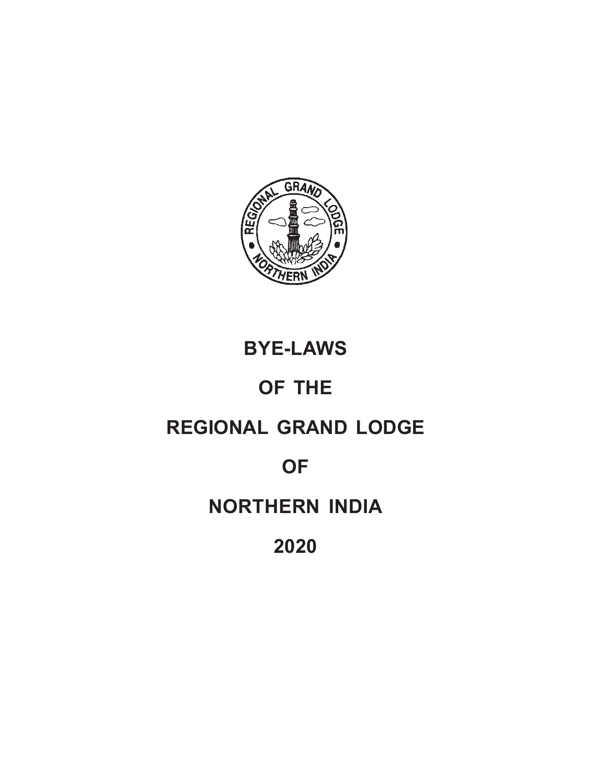# BYE-LAWS

# OF THE

# REGIONAL GRAND LODGE

# OF

# NORTHERN INDIA

# 2020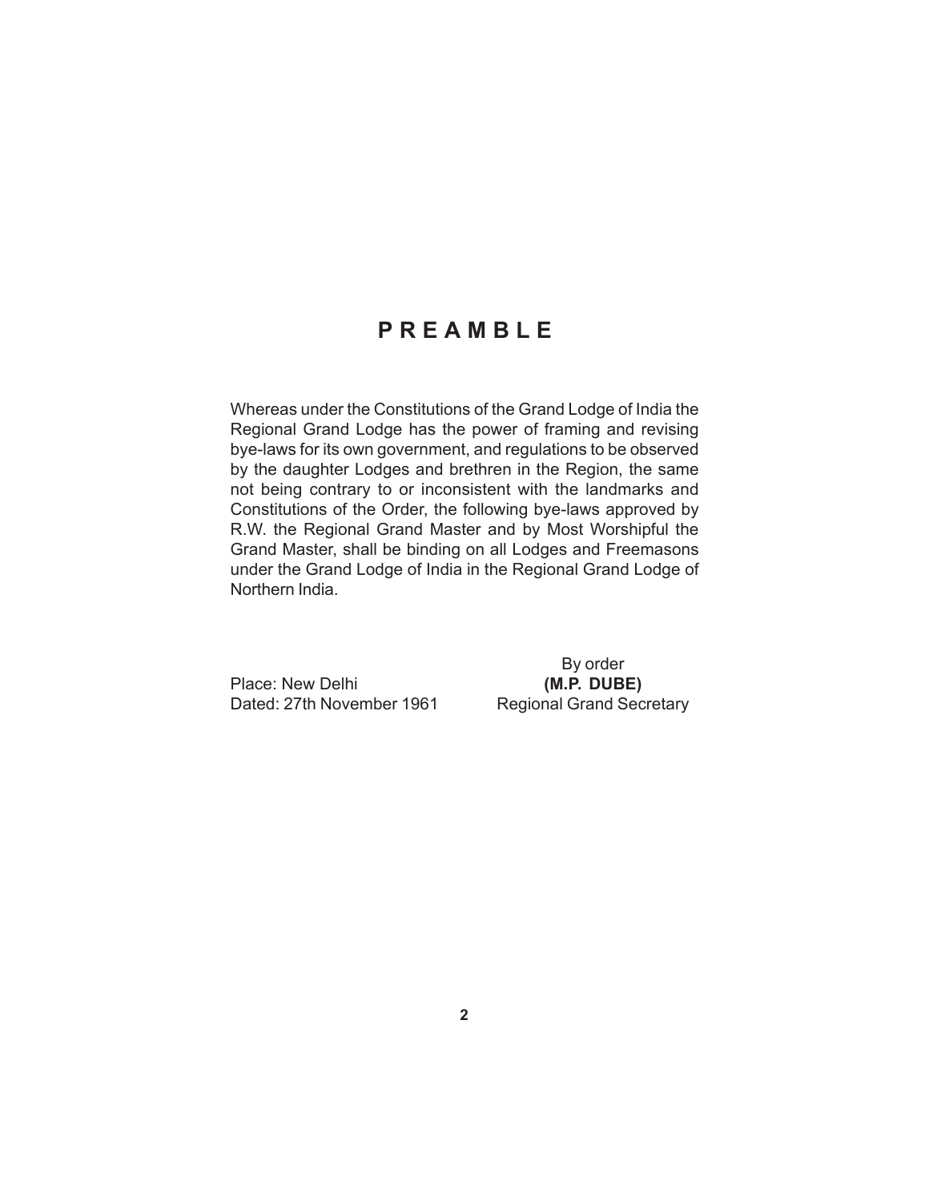# PREAMBLE

Whereas under the Constitutions of the Grand Lodge of India the Regional Grand Lodge has the power of framing and revising bye-laws for its own government, and regulations to be observed by the daughter Lodges and brethren in the Region, the same not being contrary to or inconsistent with the landmarks and Constitutions of the Order, the following bye-laws approved by R.W. the Regional Grand Master and by Most Worshipful the Grand Master, shall be binding on all Lodges and Freemasons under the Grand Lodge of India in the Regional Grand Lodge of Northern India.

Place: New Delhi
Dated: 27th November 1961

By order
**(M.P. DUBE)**
Regional Grand Secretary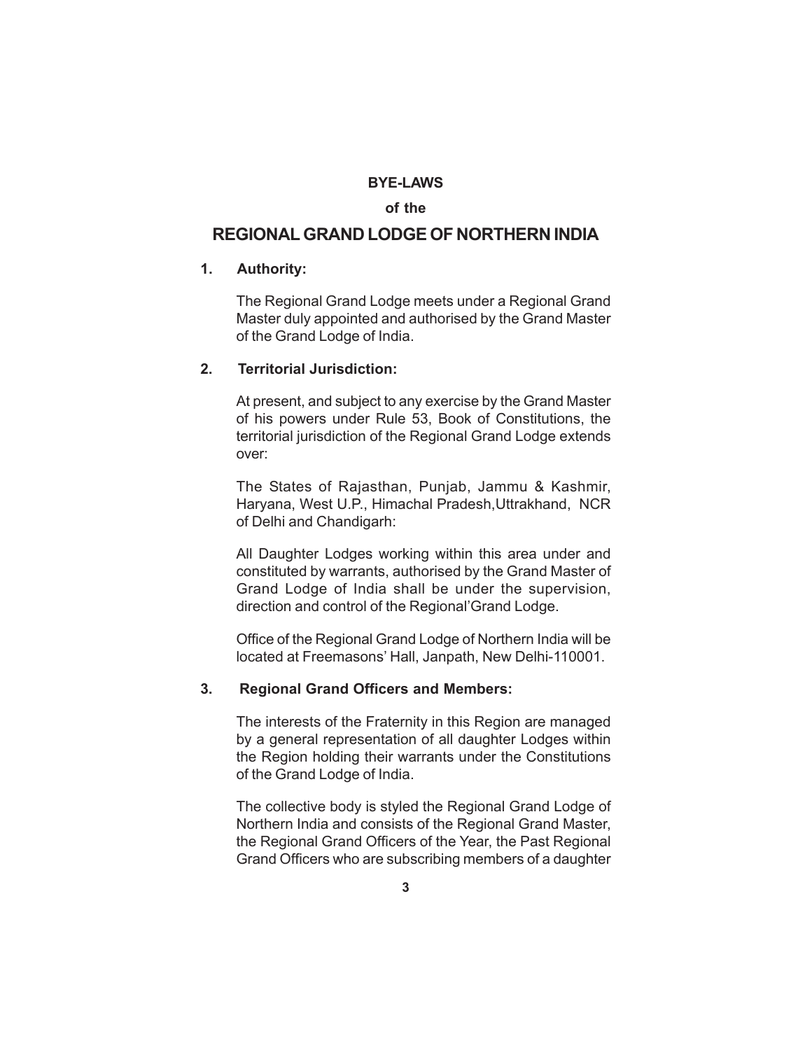**BYE-LAWS**

**of the**

# REGIONAL GRAND LODGE OF NORTHERN INDIA

## 1. Authority:

The Regional Grand Lodge meets under a Regional Grand Master duly appointed and authorised by the Grand Master of the Grand Lodge of India.

## 2. Territorial Jurisdiction:

At present, and subject to any exercise by the Grand Master of his powers under Rule 53, Book of Constitutions, the territorial jurisdiction of the Regional Grand Lodge extends over:

The States of Rajasthan, Punjab, Jammu & Kashmir, Haryana, West U.P., Himachal Pradesh,Uttrakhand, NCR of Delhi and Chandigarh:

All Daughter Lodges working within this area under and constituted by warrants, authorised by the Grand Master of Grand Lodge of India shall be under the supervision, direction and control of the Regional'Grand Lodge.

Office of the Regional Grand Lodge of Northern India will be located at Freemasons' Hall, Janpath, New Delhi-110001.

## 3. Regional Grand Officers and Members:

The interests of the Fraternity in this Region are managed by a general representation of all daughter Lodges within the Region holding their warrants under the Constitutions of the Grand Lodge of India.

The collective body is styled the Regional Grand Lodge of Northern India and consists of the Regional Grand Master, the Regional Grand Officers of the Year, the Past Regional Grand Officers who are subscribing members of a daughter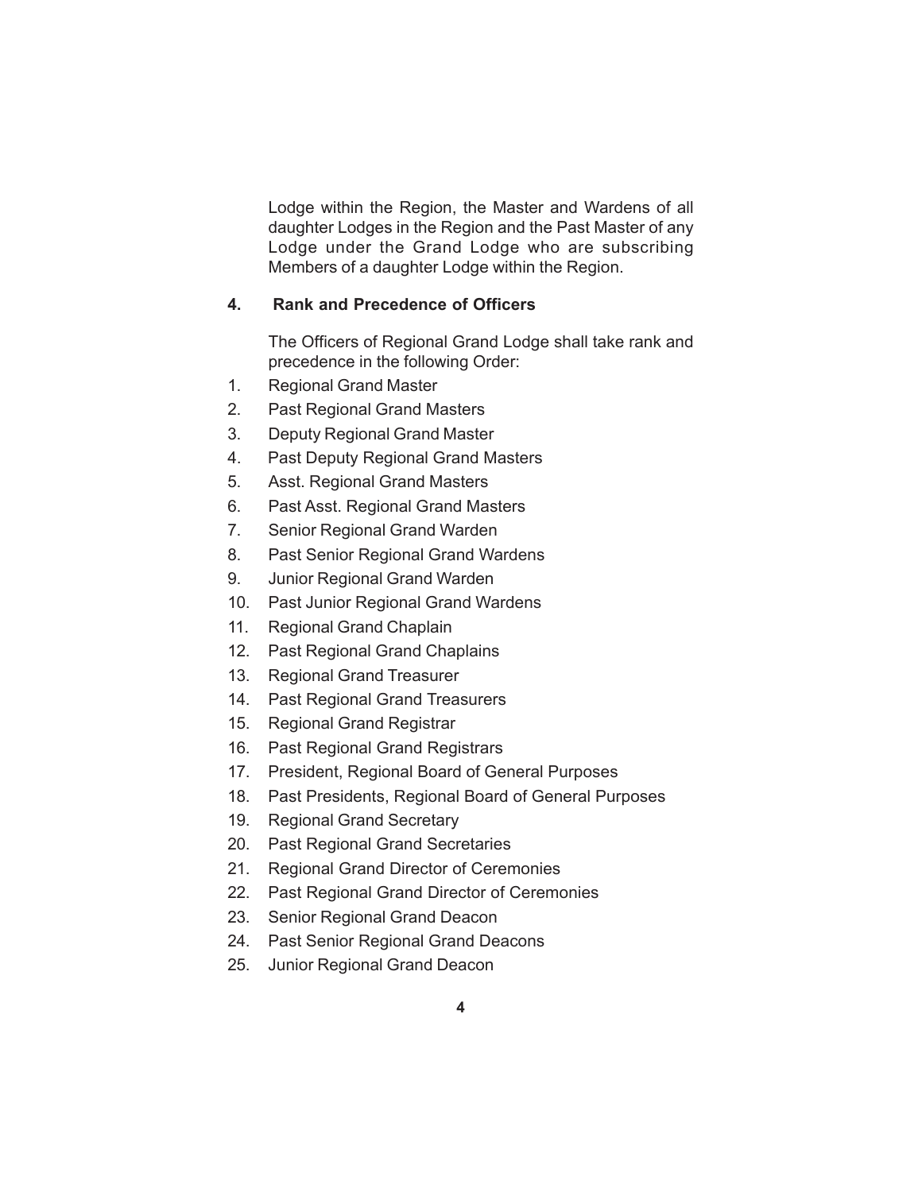Lodge within the Region, the Master and Wardens of all daughter Lodges in the Region and the Past Master of any Lodge under the Grand Lodge who are subscribing Members of a daughter Lodge within the Region.

## 4. Rank and Precedence of Officers

The Officers of Regional Grand Lodge shall take rank and precedence in the following Order:

1. Regional Grand Master
2. Past Regional Grand Masters
3. Deputy Regional Grand Master
4. Past Deputy Regional Grand Masters
5. Asst. Regional Grand Masters
6. Past Asst. Regional Grand Masters
7. Senior Regional Grand Warden
8. Past Senior Regional Grand Wardens
9. Junior Regional Grand Warden
10. Past Junior Regional Grand Wardens
11. Regional Grand Chaplain
12. Past Regional Grand Chaplains
13. Regional Grand Treasurer
14. Past Regional Grand Treasurers
15. Regional Grand Registrar
16. Past Regional Grand Registrars
17. President, Regional Board of General Purposes
18. Past Presidents, Regional Board of General Purposes
19. Regional Grand Secretary
20. Past Regional Grand Secretaries
21. Regional Grand Director of Ceremonies
22. Past Regional Grand Director of Ceremonies
23. Senior Regional Grand Deacon
24. Past Senior Regional Grand Deacons
25. Junior Regional Grand Deacon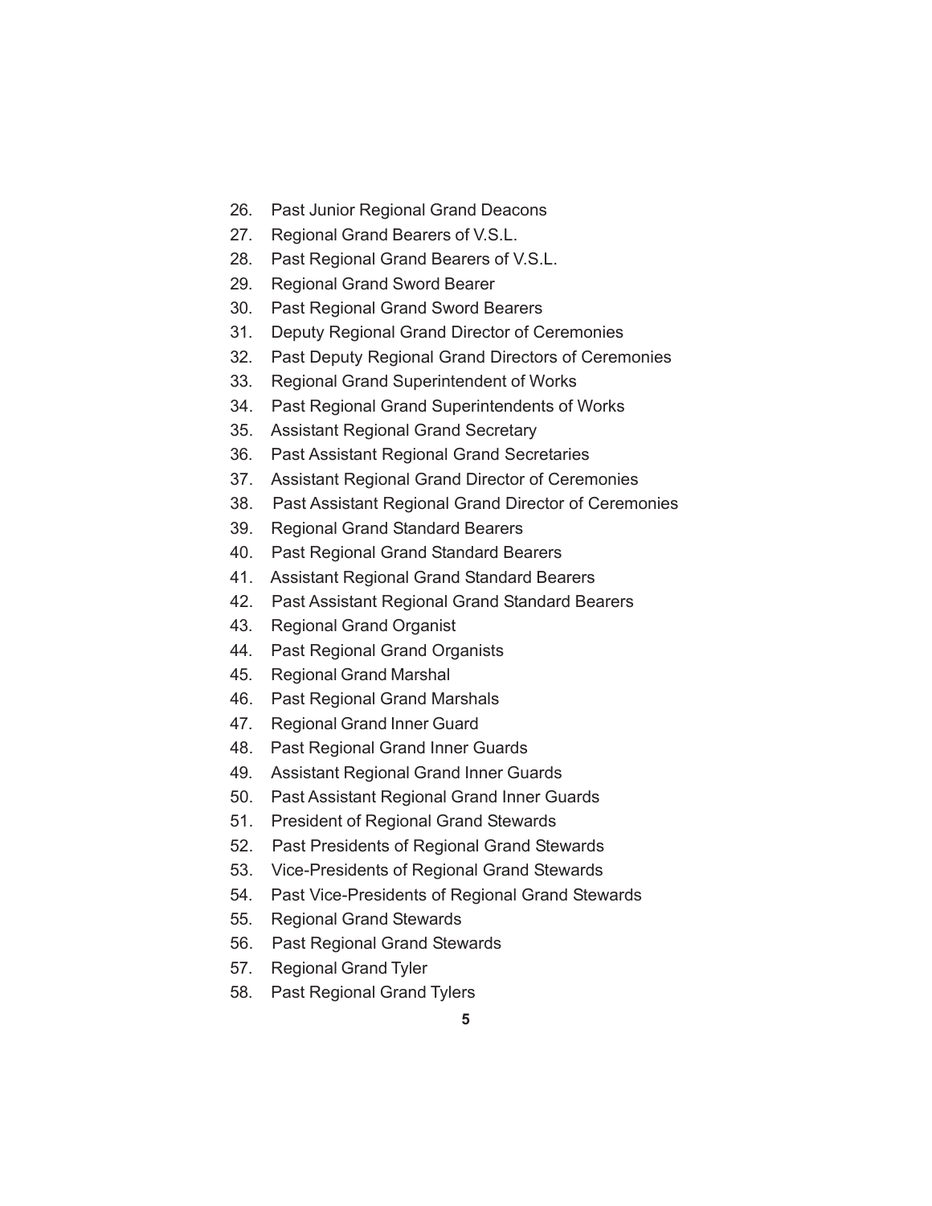26. Past Junior Regional Grand Deacons
27. Regional Grand Bearers of V.S.L.
28. Past Regional Grand Bearers of V.S.L.
29. Regional Grand Sword Bearer
30. Past Regional Grand Sword Bearers
31. Deputy Regional Grand Director of Ceremonies
32. Past Deputy Regional Grand Directors of Ceremonies
33. Regional Grand Superintendent of Works
34. Past Regional Grand Superintendents of Works
35. Assistant Regional Grand Secretary
36. Past Assistant Regional Grand Secretaries
37. Assistant Regional Grand Director of Ceremonies
38. Past Assistant Regional Grand Director of Ceremonies
39. Regional Grand Standard Bearers
40. Past Regional Grand Standard Bearers
41. Assistant Regional Grand Standard Bearers
42. Past Assistant Regional Grand Standard Bearers
43. Regional Grand Organist
44. Past Regional Grand Organists
45. Regional Grand Marshal
46. Past Regional Grand Marshals
47. Regional Grand Inner Guard
48. Past Regional Grand Inner Guards
49. Assistant Regional Grand Inner Guards
50. Past Assistant Regional Grand Inner Guards
51. President of Regional Grand Stewards
52. Past Presidents of Regional Grand Stewards
53. Vice-Presidents of Regional Grand Stewards
54. Past Vice-Presidents of Regional Grand Stewards
55. Regional Grand Stewards
56. Past Regional Grand Stewards
57. Regional Grand Tyler
58. Past Regional Grand Tylers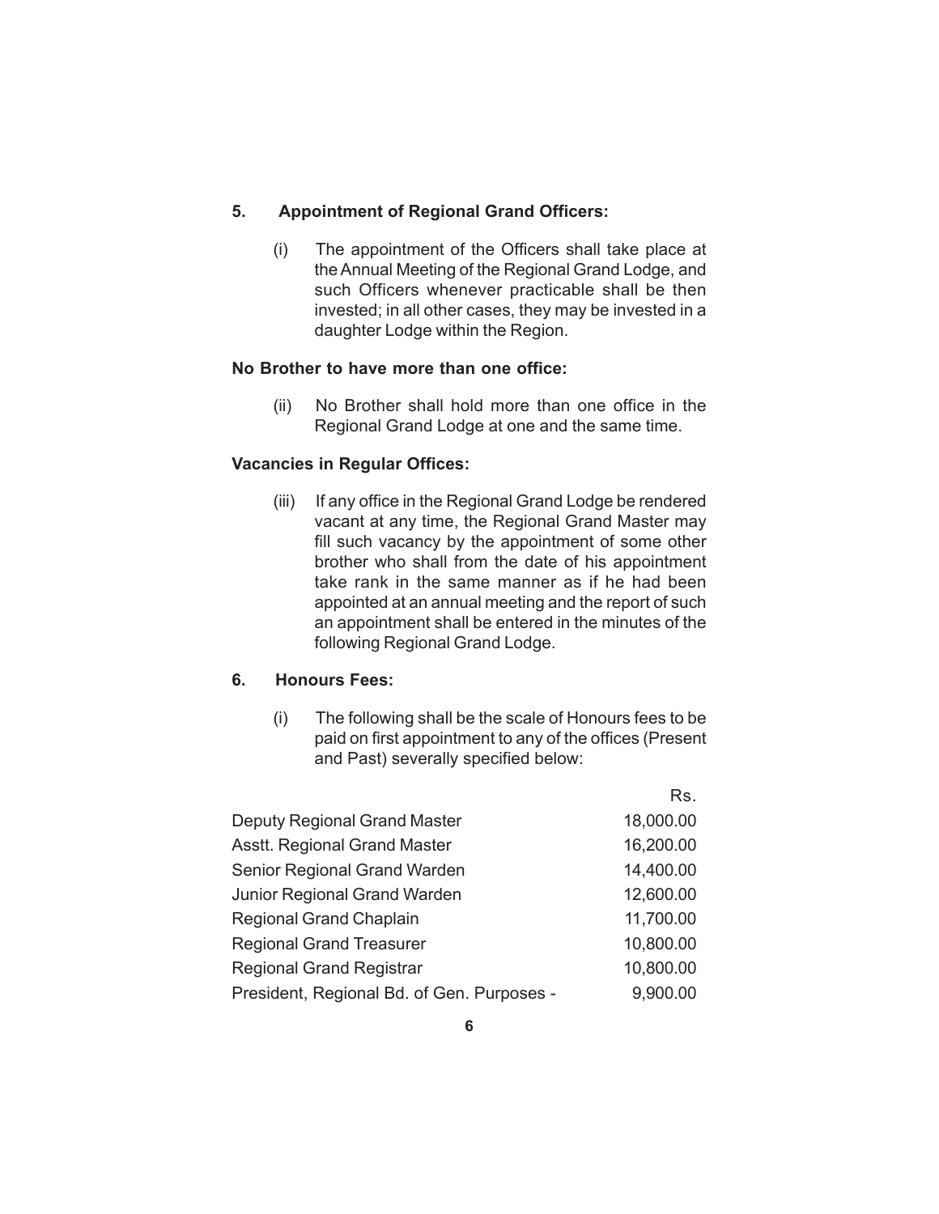## 5. Appointment of Regional Grand Officers:

(i) The appointment of the Officers shall take place at the Annual Meeting of the Regional Grand Lodge, and such Officers whenever practicable shall be then invested; in all other cases, they may be invested in a daughter Lodge within the Region.

**No Brother to have more than one office:**

(ii) No Brother shall hold more than one office in the Regional Grand Lodge at one and the same time.

**Vacancies in Regular Offices:**

(iii) If any office in the Regional Grand Lodge be rendered vacant at any time, the Regional Grand Master may fill such vacancy by the appointment of some other brother who shall from the date of his appointment take rank in the same manner as if he had been appointed at an annual meeting and the report of such an appointment shall be entered in the minutes of the following Regional Grand Lodge.

## 6. Honours Fees:

(i) The following shall be the scale of Honours fees to be paid on first appointment to any of the offices (Present and Past) severally specified below:

| | Rs. |
|---|---|
| Deputy Regional Grand Master | 18,000.00 |
| Asstt. Regional Grand Master | 16,200.00 |
| Senior Regional Grand Warden | 14,400.00 |
| Junior Regional Grand Warden | 12,600.00 |
| Regional Grand Chaplain | 11,700.00 |
| Regional Grand Treasurer | 10,800.00 |
| Regional Grand Registrar | 10,800.00 |
| President, Regional Bd. of Gen. Purposes - | 9,900.00 |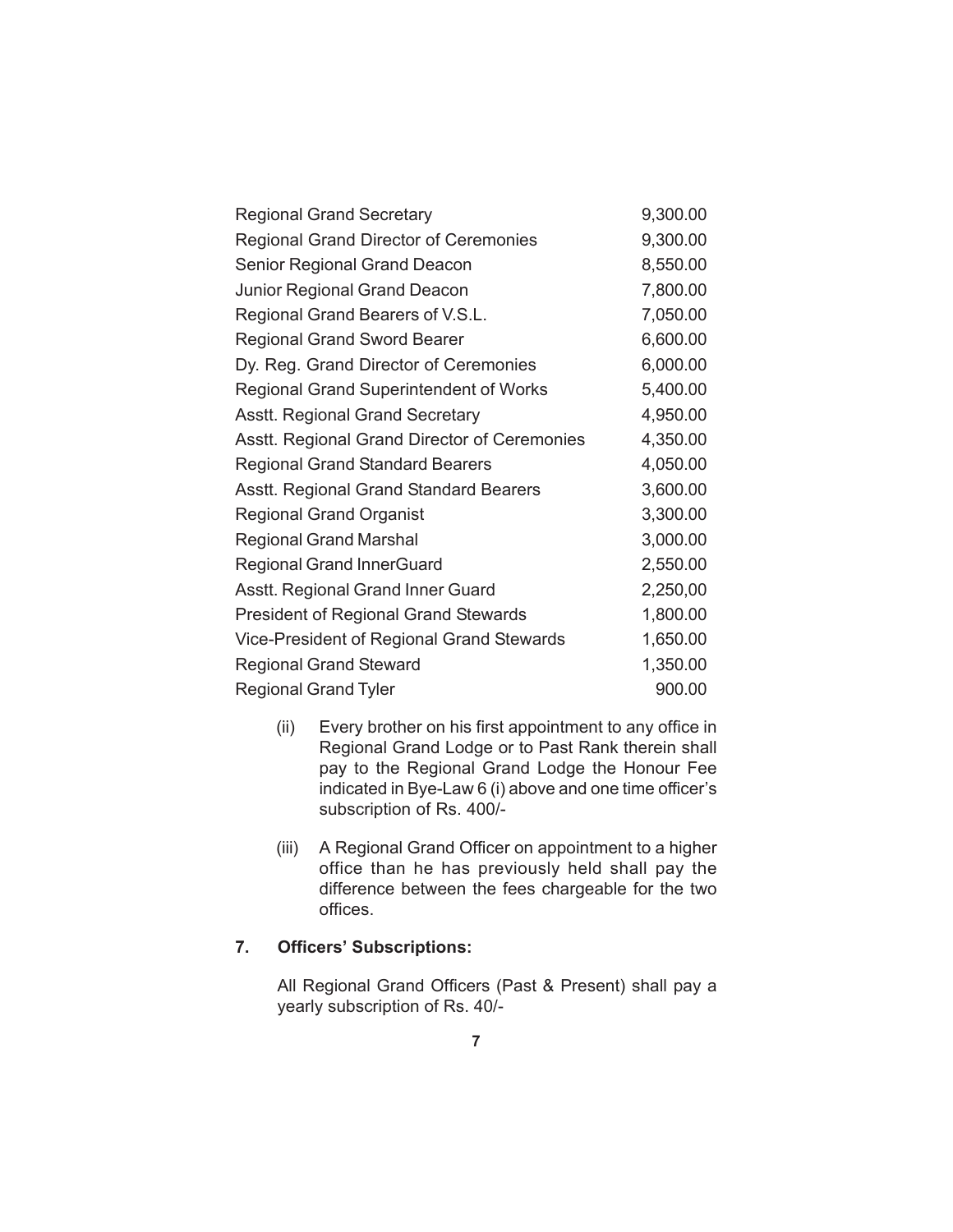| | |
|---|---|
| Regional Grand Secretary | 9,300.00 |
| Regional Grand Director of Ceremonies | 9,300.00 |
| Senior Regional Grand Deacon | 8,550.00 |
| Junior Regional Grand Deacon | 7,800.00 |
| Regional Grand Bearers of V.S.L. | 7,050.00 |
| Regional Grand Sword Bearer | 6,600.00 |
| Dy. Reg. Grand Director of Ceremonies | 6,000.00 |
| Regional Grand Superintendent of Works | 5,400.00 |
| Asstt. Regional Grand Secretary | 4,950.00 |
| Asstt. Regional Grand Director of Ceremonies | 4,350.00 |
| Regional Grand Standard Bearers | 4,050.00 |
| Asstt. Regional Grand Standard Bearers | 3,600.00 |
| Regional Grand Organist | 3,300.00 |
| Regional Grand Marshal | 3,000.00 |
| Regional Grand InnerGuard | 2,550.00 |
| Asstt. Regional Grand Inner Guard | 2,250,00 |
| President of Regional Grand Stewards | 1,800.00 |
| Vice-President of Regional Grand Stewards | 1,650.00 |
| Regional Grand Steward | 1,350.00 |
| Regional Grand Tyler | 900.00 |

(ii) Every brother on his first appointment to any office in Regional Grand Lodge or to Past Rank therein shall pay to the Regional Grand Lodge the Honour Fee indicated in Bye-Law 6 (i) above and one time officer's subscription of Rs. 400/-

(iii) A Regional Grand Officer on appointment to a higher office than he has previously held shall pay the difference between the fees chargeable for the two offices.

**7. Officers' Subscriptions:**

All Regional Grand Officers (Past & Present) shall pay a yearly subscription of Rs. 40/-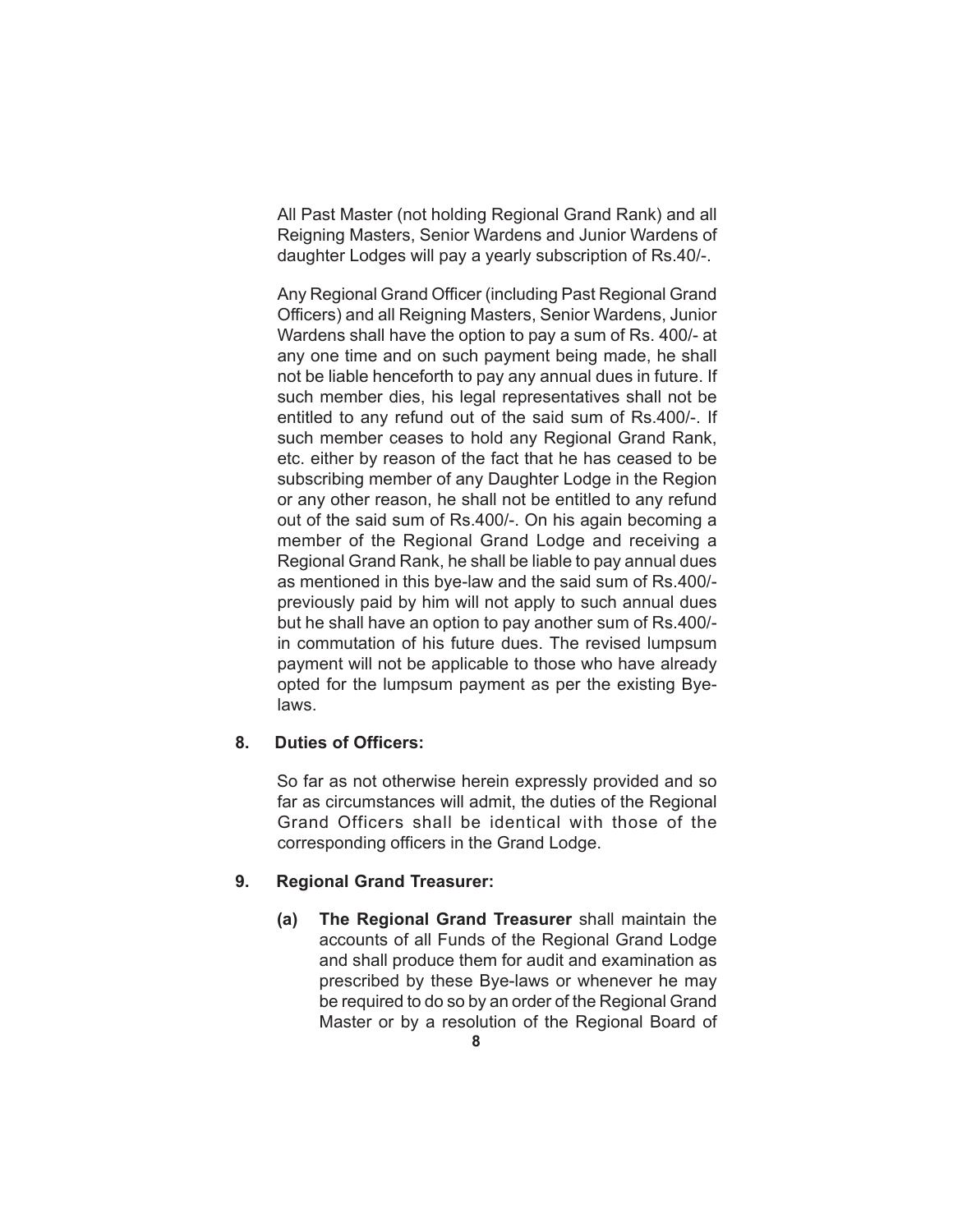All Past Master (not holding Regional Grand Rank) and all Reigning Masters, Senior Wardens and Junior Wardens of daughter Lodges will pay a yearly subscription of Rs.40/-.

Any Regional Grand Officer (including Past Regional Grand Officers) and all Reigning Masters, Senior Wardens, Junior Wardens shall have the option to pay a sum of Rs. 400/- at any one time and on such payment being made, he shall not be liable henceforth to pay any annual dues in future. If such member dies, his legal representatives shall not be entitled to any refund out of the said sum of Rs.400/-. If such member ceases to hold any Regional Grand Rank, etc. either by reason of the fact that he has ceased to be subscribing member of any Daughter Lodge in the Region or any other reason, he shall not be entitled to any refund out of the said sum of Rs.400/-. On his again becoming a member of the Regional Grand Lodge and receiving a Regional Grand Rank, he shall be liable to pay annual dues as mentioned in this bye-law and the said sum of Rs.400/- previously paid by him will not apply to such annual dues but he shall have an option to pay another sum of Rs.400/- in commutation of his future dues. The revised lumpsum payment will not be applicable to those who have already opted for the lumpsum payment as per the existing Bye-laws.

**8. Duties of Officers:**

So far as not otherwise herein expressly provided and so far as circumstances will admit, the duties of the Regional Grand Officers shall be identical with those of the corresponding officers in the Grand Lodge.

**9. Regional Grand Treasurer:**

**(a) The Regional Grand Treasurer** shall maintain the accounts of all Funds of the Regional Grand Lodge and shall produce them for audit and examination as prescribed by these Bye-laws or whenever he may be required to do so by an order of the Regional Grand Master or by a resolution of the Regional Board of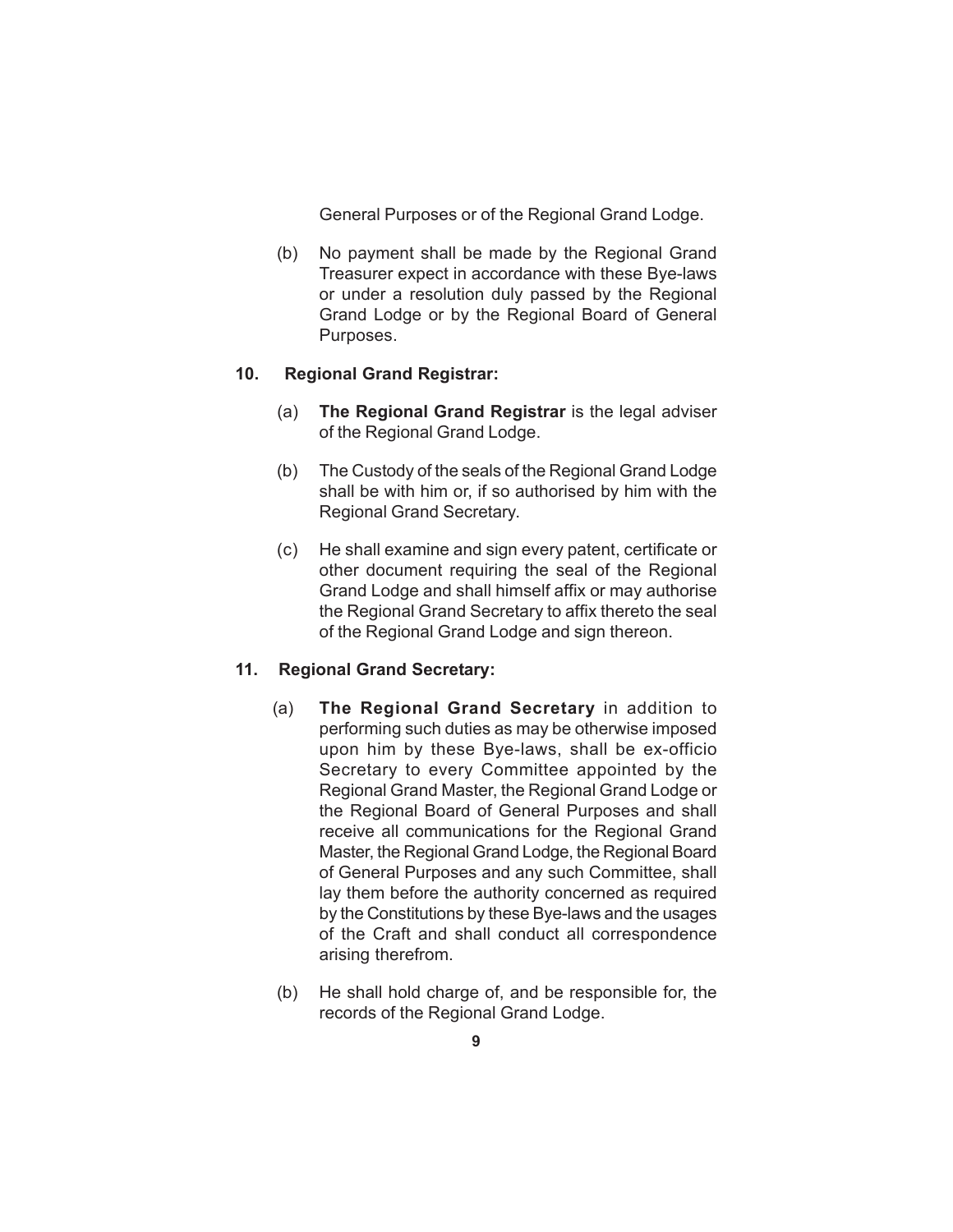General Purposes or of the Regional Grand Lodge.

(b) No payment shall be made by the Regional Grand Treasurer expect in accordance with these Bye-laws or under a resolution duly passed by the Regional Grand Lodge or by the Regional Board of General Purposes.

**10. Regional Grand Registrar:**

(a) **The Regional Grand Registrar** is the legal adviser of the Regional Grand Lodge.

(b) The Custody of the seals of the Regional Grand Lodge shall be with him or, if so authorised by him with the Regional Grand Secretary.

(c) He shall examine and sign every patent, certificate or other document requiring the seal of the Regional Grand Lodge and shall himself affix or may authorise the Regional Grand Secretary to affix thereto the seal of the Regional Grand Lodge and sign thereon.

**11. Regional Grand Secretary:**

(a) **The Regional Grand Secretary** in addition to performing such duties as may be otherwise imposed upon him by these Bye-laws, shall be ex-officio Secretary to every Committee appointed by the Regional Grand Master, the Regional Grand Lodge or the Regional Board of General Purposes and shall receive all communications for the Regional Grand Master, the Regional Grand Lodge, the Regional Board of General Purposes and any such Committee, shall lay them before the authority concerned as required by the Constitutions by these Bye-laws and the usages of the Craft and shall conduct all correspondence arising therefrom.

(b) He shall hold charge of, and be responsible for, the records of the Regional Grand Lodge.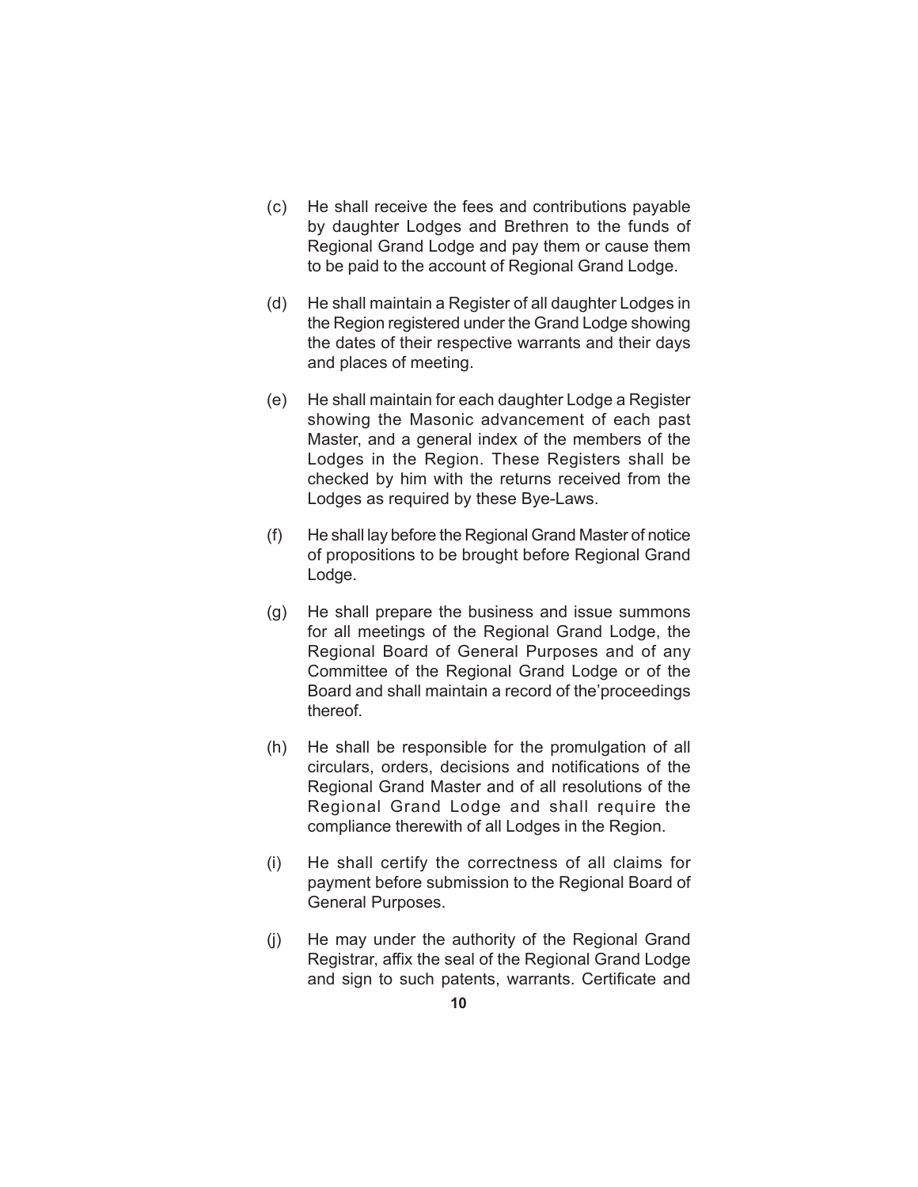(c) He shall receive the fees and contributions payable by daughter Lodges and Brethren to the funds of Regional Grand Lodge and pay them or cause them to be paid to the account of Regional Grand Lodge.

(d) He shall maintain a Register of all daughter Lodges in the Region registered under the Grand Lodge showing the dates of their respective warrants and their days and places of meeting.

(e) He shall maintain for each daughter Lodge a Register showing the Masonic advancement of each past Master, and a general index of the members of the Lodges in the Region. These Registers shall be checked by him with the returns received from the Lodges as required by these Bye-Laws.

(f) He shall lay before the Regional Grand Master of notice of propositions to be brought before Regional Grand Lodge.

(g) He shall prepare the business and issue summons for all meetings of the Regional Grand Lodge, the Regional Board of General Purposes and of any Committee of the Regional Grand Lodge or of the Board and shall maintain a record of the'proceedings thereof.

(h) He shall be responsible for the promulgation of all circulars, orders, decisions and notifications of the Regional Grand Master and of all resolutions of the Regional Grand Lodge and shall require the compliance therewith of all Lodges in the Region.

(i) He shall certify the correctness of all claims for payment before submission to the Regional Board of General Purposes.

(j) He may under the authority of the Regional Grand Registrar, affix the seal of the Regional Grand Lodge and sign to such patents, warrants. Certificate and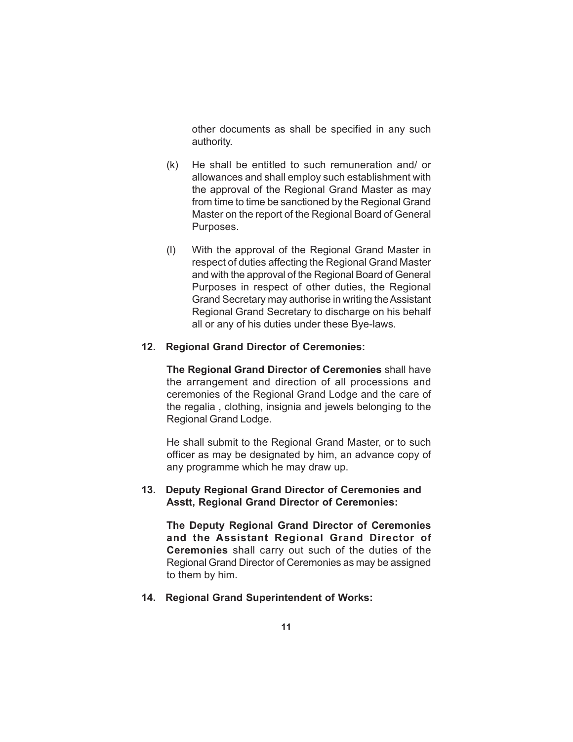other documents as shall be specified in any such authority.

(k) He shall be entitled to such remuneration and/ or allowances and shall employ such establishment with the approval of the Regional Grand Master as may from time to time be sanctioned by the Regional Grand Master on the report of the Regional Board of General Purposes.

(l) With the approval of the Regional Grand Master in respect of duties affecting the Regional Grand Master and with the approval of the Regional Board of General Purposes in respect of other duties, the Regional Grand Secretary may authorise in writing the Assistant Regional Grand Secretary to discharge on his behalf all or any of his duties under these Bye-laws.

**12. Regional Grand Director of Ceremonies:**

**The Regional Grand Director of Ceremonies** shall have the arrangement and direction of all processions and ceremonies of the Regional Grand Lodge and the care of the regalia , clothing, insignia and jewels belonging to the Regional Grand Lodge.

He shall submit to the Regional Grand Master, or to such officer as may be designated by him, an advance copy of any programme which he may draw up.

**13. Deputy Regional Grand Director of Ceremonies and Asstt, Regional Grand Director of Ceremonies:**

**The Deputy Regional Grand Director of Ceremonies and the Assistant Regional Grand Director of Ceremonies** shall carry out such of the duties of the Regional Grand Director of Ceremonies as may be assigned to them by him.

**14. Regional Grand Superintendent of Works:**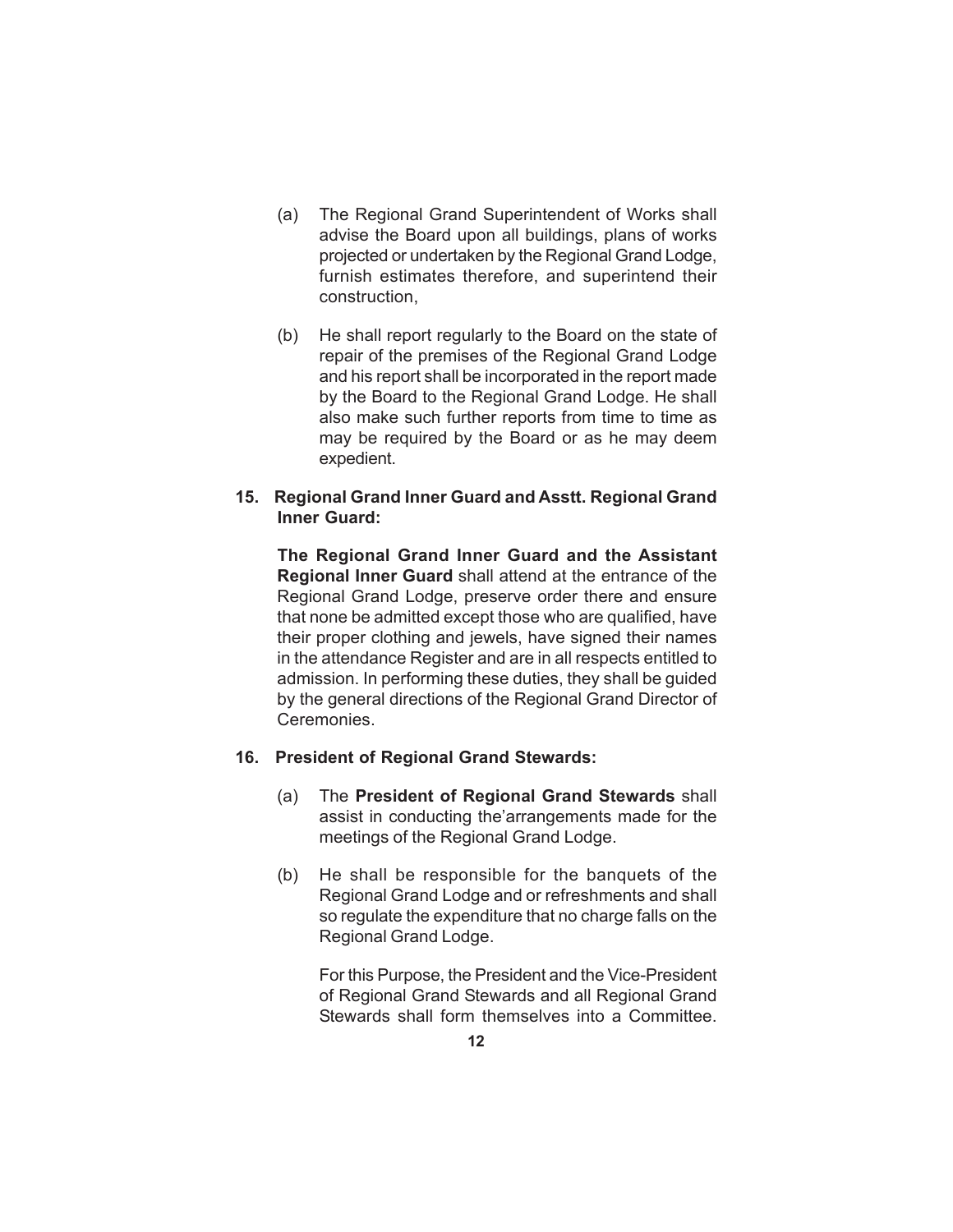(a) The Regional Grand Superintendent of Works shall advise the Board upon all buildings, plans of works projected or undertaken by the Regional Grand Lodge, furnish estimates therefore, and superintend their construction,

(b) He shall report regularly to the Board on the state of repair of the premises of the Regional Grand Lodge and his report shall be incorporated in the report made by the Board to the Regional Grand Lodge. He shall also make such further reports from time to time as may be required by the Board or as he may deem expedient.

**15. Regional Grand Inner Guard and Asstt. Regional Grand Inner Guard:**

**The Regional Grand Inner Guard and the Assistant Regional Inner Guard** shall attend at the entrance of the Regional Grand Lodge, preserve order there and ensure that none be admitted except those who are qualified, have their proper clothing and jewels, have signed their names in the attendance Register and are in all respects entitled to admission. In performing these duties, they shall be guided by the general directions of the Regional Grand Director of Ceremonies.

**16. President of Regional Grand Stewards:**

(a) The **President of Regional Grand Stewards** shall assist in conducting the'arrangements made for the meetings of the Regional Grand Lodge.

(b) He shall be responsible for the banquets of the Regional Grand Lodge and or refreshments and shall so regulate the expenditure that no charge falls on the Regional Grand Lodge.

For this Purpose, the President and the Vice-President of Regional Grand Stewards and all Regional Grand Stewards shall form themselves into a Committee.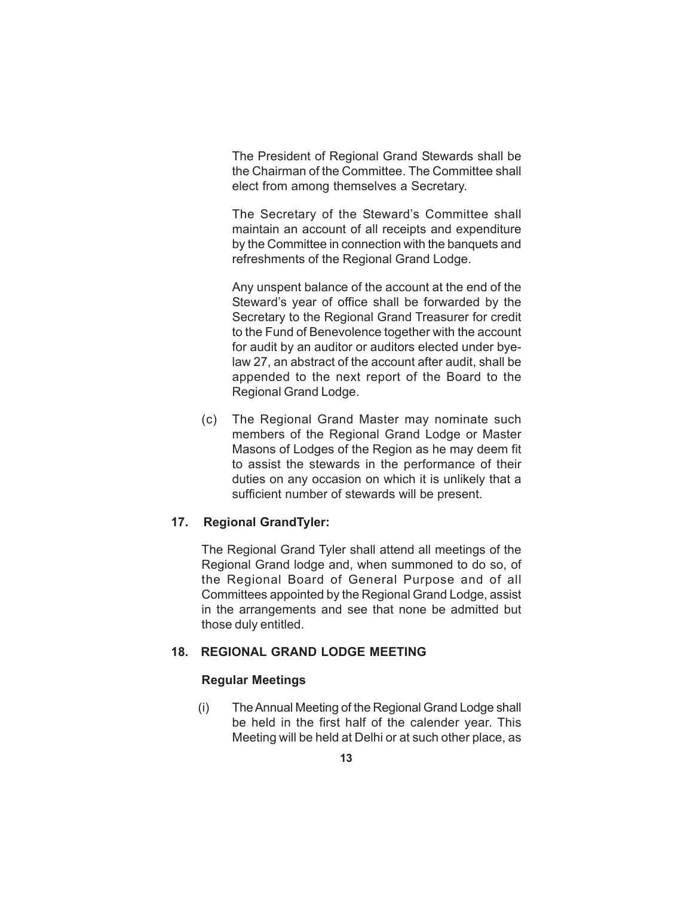The President of Regional Grand Stewards shall be the Chairman of the Committee. The Committee shall elect from among themselves a Secretary.

The Secretary of the Steward's Committee shall maintain an account of all receipts and expenditure by the Committee in connection with the banquets and refreshments of the Regional Grand Lodge.

Any unspent balance of the account at the end of the Steward's year of office shall be forwarded by the Secretary to the Regional Grand Treasurer for credit to the Fund of Benevolence together with the account for audit by an auditor or auditors elected under bye-law 27, an abstract of the account after audit, shall be appended to the next report of the Board to the Regional Grand Lodge.

(c) The Regional Grand Master may nominate such members of the Regional Grand Lodge or Master Masons of Lodges of the Region as he may deem fit to assist the stewards in the performance of their duties on any occasion on which it is unlikely that a sufficient number of stewards will be present.

### 17. Regional GrandTyler:

The Regional Grand Tyler shall attend all meetings of the Regional Grand lodge and, when summoned to do so, of the Regional Board of General Purpose and of all Committees appointed by the Regional Grand Lodge, assist in the arrangements and see that none be admitted but those duly entitled.

### 18. REGIONAL GRAND LODGE MEETING

#### Regular Meetings

(i) The Annual Meeting of the Regional Grand Lodge shall be held in the first half of the calender year. This Meeting will be held at Delhi or at such other place, as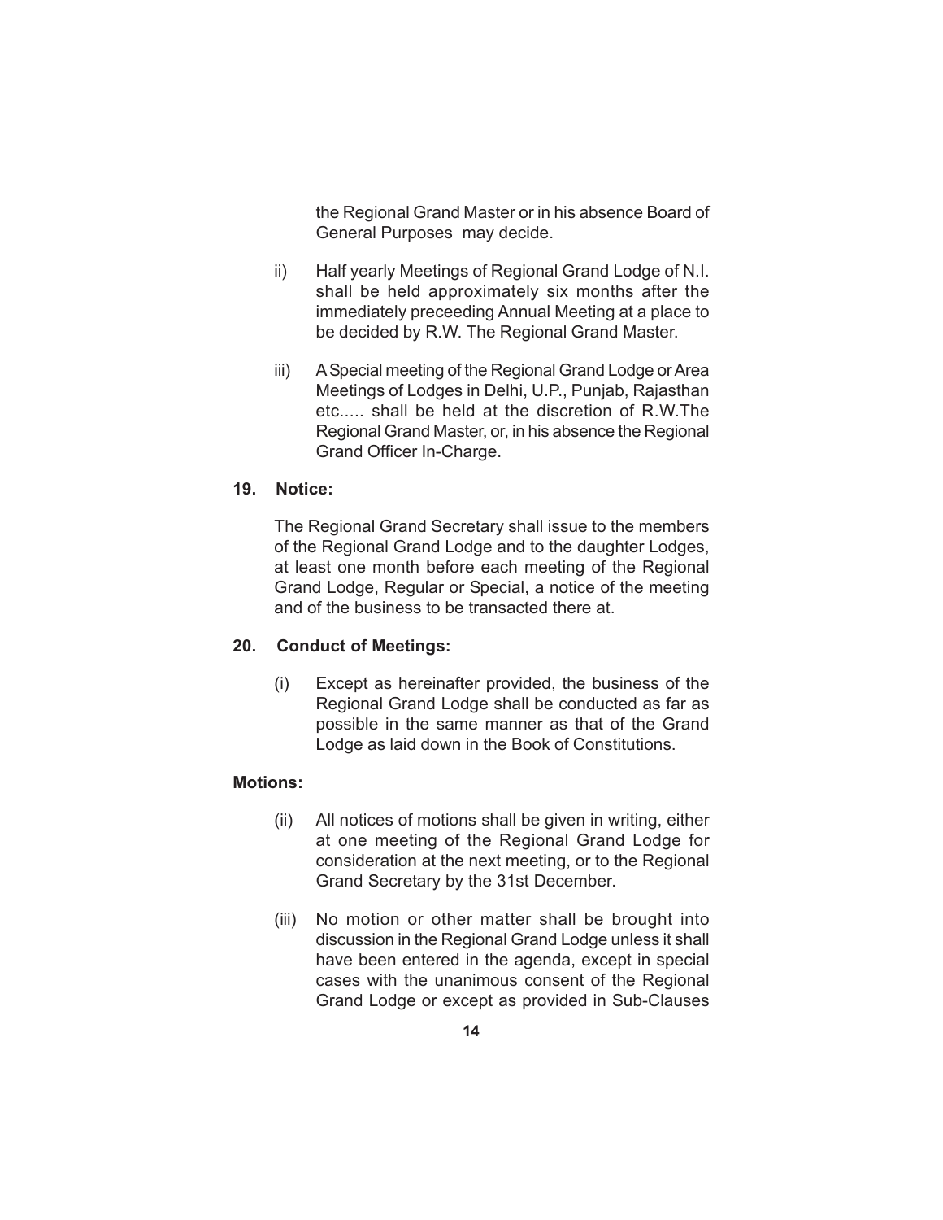the Regional Grand Master or in his absence Board of General Purposes may decide.

ii) Half yearly Meetings of Regional Grand Lodge of N.I. shall be held approximately six months after the immediately preceeding Annual Meeting at a place to be decided by R.W. The Regional Grand Master.

iii) A Special meeting of the Regional Grand Lodge or Area Meetings of Lodges in Delhi, U.P., Punjab, Rajasthan etc..... shall be held at the discretion of R.W.The Regional Grand Master, or, in his absence the Regional Grand Officer In-Charge.

**19. Notice:**

The Regional Grand Secretary shall issue to the members of the Regional Grand Lodge and to the daughter Lodges, at least one month before each meeting of the Regional Grand Lodge, Regular or Special, a notice of the meeting and of the business to be transacted there at.

**20. Conduct of Meetings:**

(i) Except as hereinafter provided, the business of the Regional Grand Lodge shall be conducted as far as possible in the same manner as that of the Grand Lodge as laid down in the Book of Constitutions.

**Motions:**

(ii) All notices of motions shall be given in writing, either at one meeting of the Regional Grand Lodge for consideration at the next meeting, or to the Regional Grand Secretary by the 31st December.

(iii) No motion or other matter shall be brought into discussion in the Regional Grand Lodge unless it shall have been entered in the agenda, except in special cases with the unanimous consent of the Regional Grand Lodge or except as provided in Sub-Clauses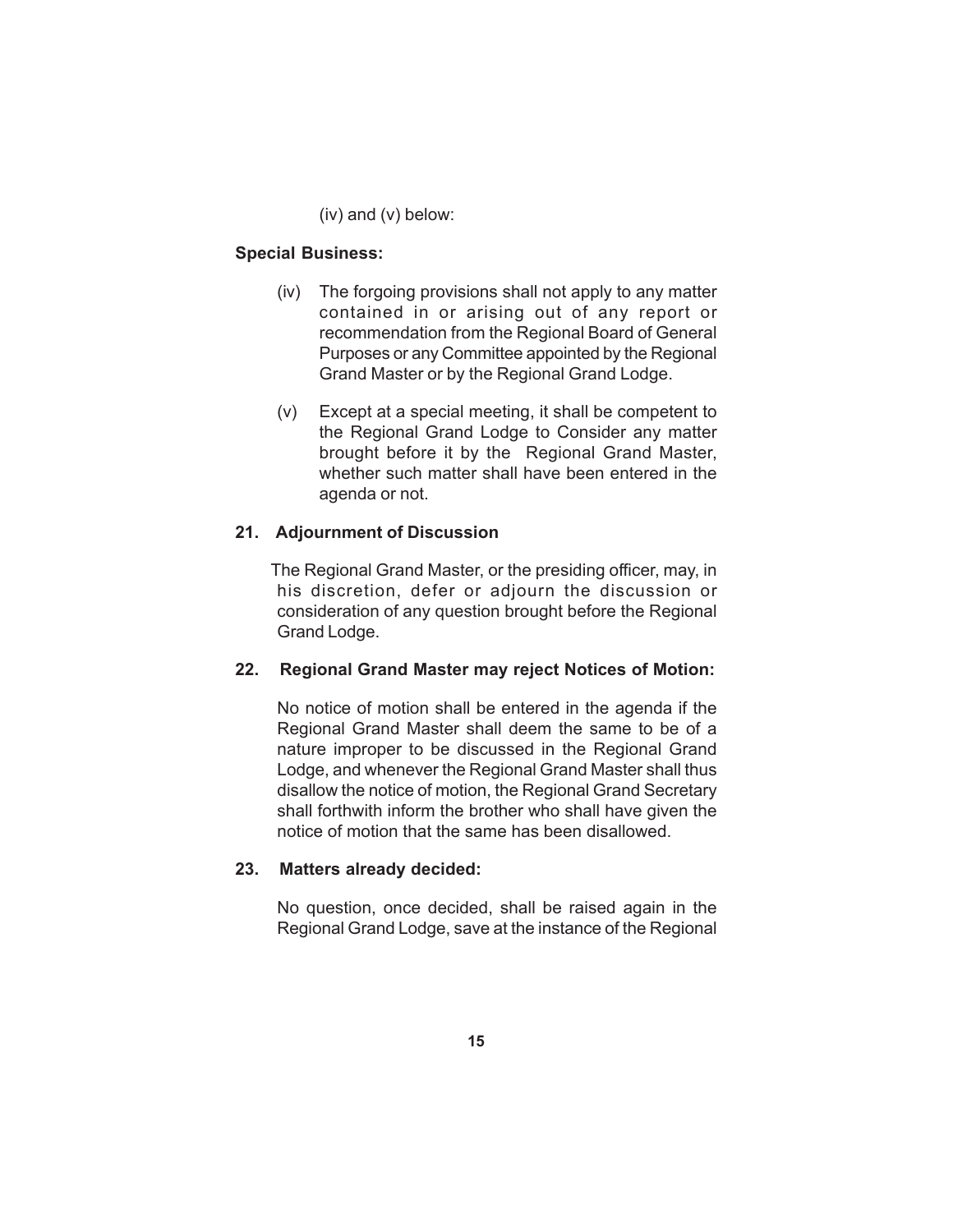(iv) and (v) below:

**Special Business:**

(iv) The forgoing provisions shall not apply to any matter contained in or arising out of any report or recommendation from the Regional Board of General Purposes or any Committee appointed by the Regional Grand Master or by the Regional Grand Lodge.

(v) Except at a special meeting, it shall be competent to the Regional Grand Lodge to Consider any matter brought before it by the Regional Grand Master, whether such matter shall have been entered in the agenda or not.

**21. Adjournment of Discussion**

The Regional Grand Master, or the presiding officer, may, in his discretion, defer or adjourn the discussion or consideration of any question brought before the Regional Grand Lodge.

**22. Regional Grand Master may reject Notices of Motion:**

No notice of motion shall be entered in the agenda if the Regional Grand Master shall deem the same to be of a nature improper to be discussed in the Regional Grand Lodge, and whenever the Regional Grand Master shall thus disallow the notice of motion, the Regional Grand Secretary shall forthwith inform the brother who shall have given the notice of motion that the same has been disallowed.

**23. Matters already decided:**

No question, once decided, shall be raised again in the Regional Grand Lodge, save at the instance of the Regional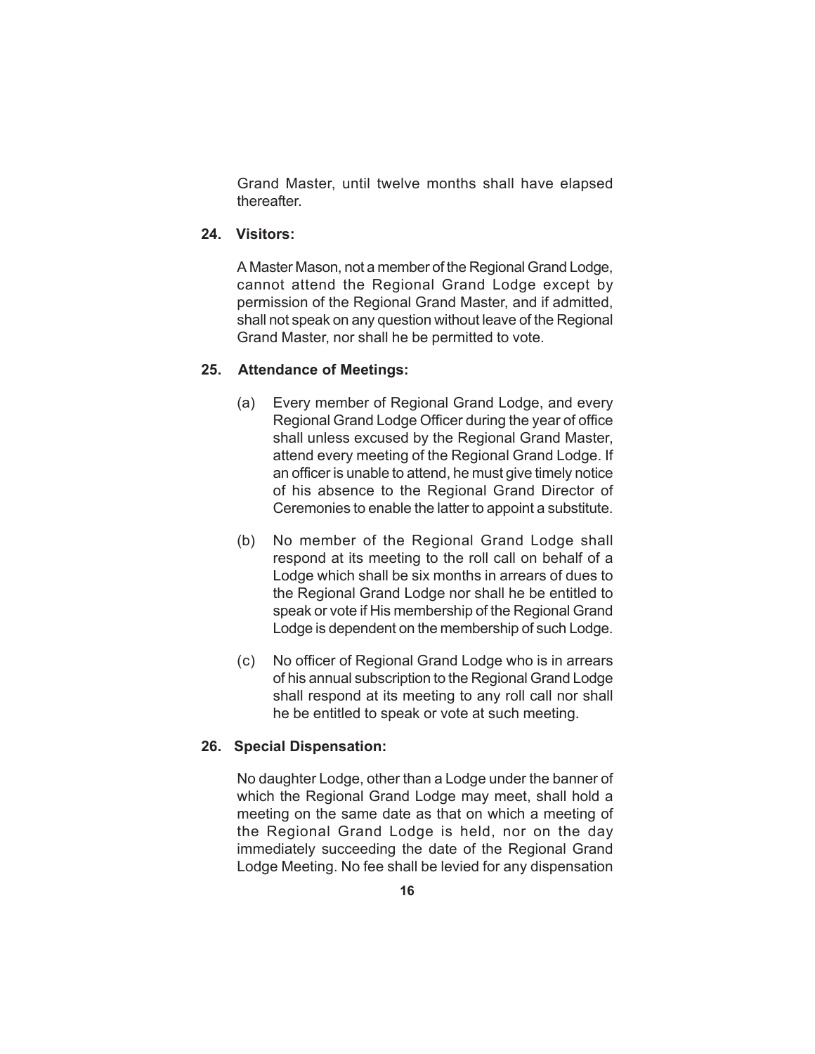Grand Master, until twelve months shall have elapsed thereafter.

**24. Visitors:**

A Master Mason, not a member of the Regional Grand Lodge, cannot attend the Regional Grand Lodge except by permission of the Regional Grand Master, and if admitted, shall not speak on any question without leave of the Regional Grand Master, nor shall he be permitted to vote.

**25. Attendance of Meetings:**

(a) Every member of Regional Grand Lodge, and every Regional Grand Lodge Officer during the year of office shall unless excused by the Regional Grand Master, attend every meeting of the Regional Grand Lodge. If an officer is unable to attend, he must give timely notice of his absence to the Regional Grand Director of Ceremonies to enable the latter to appoint a substitute.

(b) No member of the Regional Grand Lodge shall respond at its meeting to the roll call on behalf of a Lodge which shall be six months in arrears of dues to the Regional Grand Lodge nor shall he be entitled to speak or vote if His membership of the Regional Grand Lodge is dependent on the membership of such Lodge.

(c) No officer of Regional Grand Lodge who is in arrears of his annual subscription to the Regional Grand Lodge shall respond at its meeting to any roll call nor shall he be entitled to speak or vote at such meeting.

**26. Special Dispensation:**

No daughter Lodge, other than a Lodge under the banner of which the Regional Grand Lodge may meet, shall hold a meeting on the same date as that on which a meeting of the Regional Grand Lodge is held, nor on the day immediately succeeding the date of the Regional Grand Lodge Meeting. No fee shall be levied for any dispensation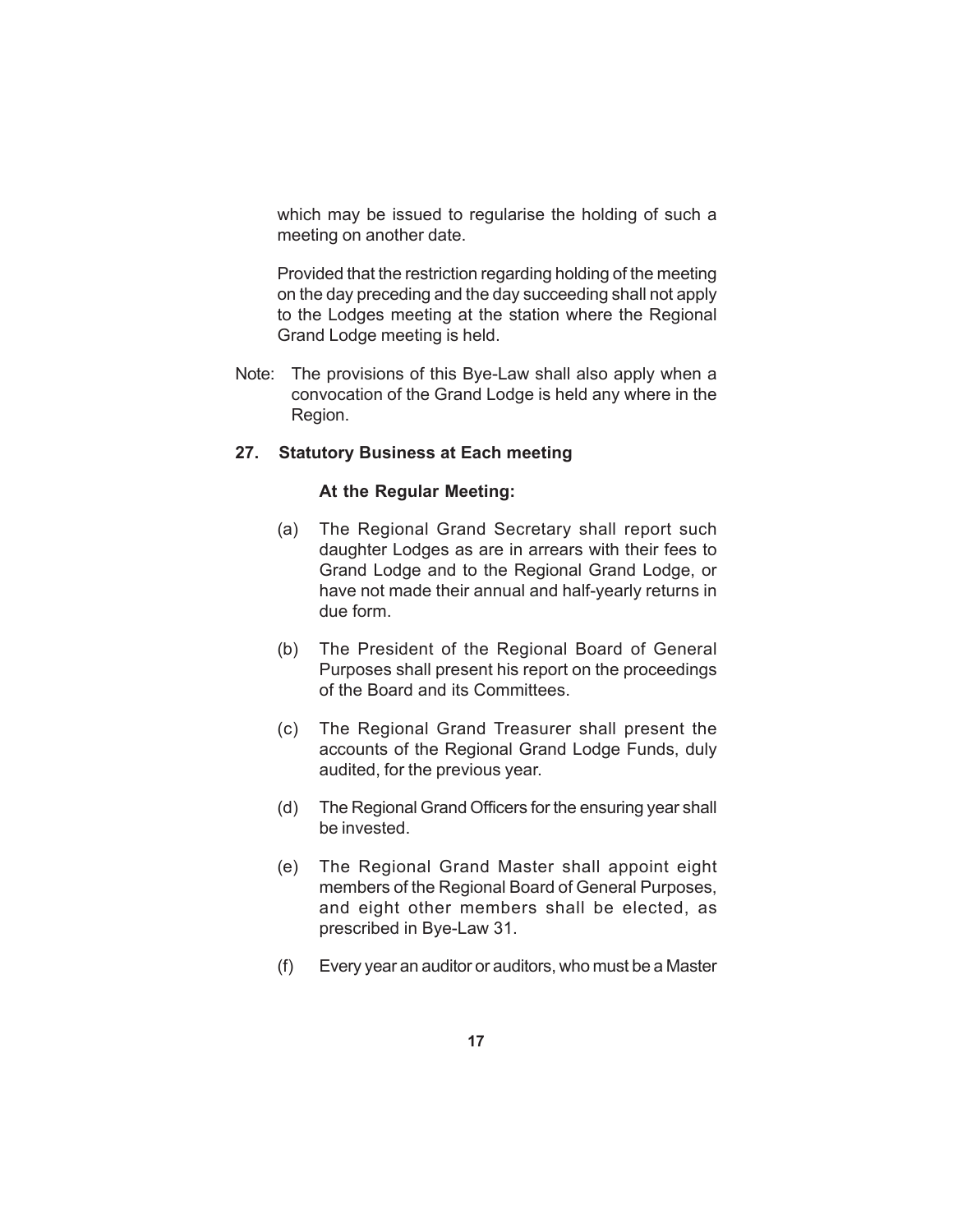which may be issued to regularise the holding of such a meeting on another date.

Provided that the restriction regarding holding of the meeting on the day preceding and the day succeeding shall not apply to the Lodges meeting at the station where the Regional Grand Lodge meeting is held.

Note: The provisions of this Bye-Law shall also apply when a convocation of the Grand Lodge is held any where in the Region.

**27. Statutory Business at Each meeting**

**At the Regular Meeting:**

(a) The Regional Grand Secretary shall report such daughter Lodges as are in arrears with their fees to Grand Lodge and to the Regional Grand Lodge, or have not made their annual and half-yearly returns in due form.

(b) The President of the Regional Board of General Purposes shall present his report on the proceedings of the Board and its Committees.

(c) The Regional Grand Treasurer shall present the accounts of the Regional Grand Lodge Funds, duly audited, for the previous year.

(d) The Regional Grand Officers for the ensuring year shall be invested.

(e) The Regional Grand Master shall appoint eight members of the Regional Board of General Purposes, and eight other members shall be elected, as prescribed in Bye-Law 31.

(f) Every year an auditor or auditors, who must be a Master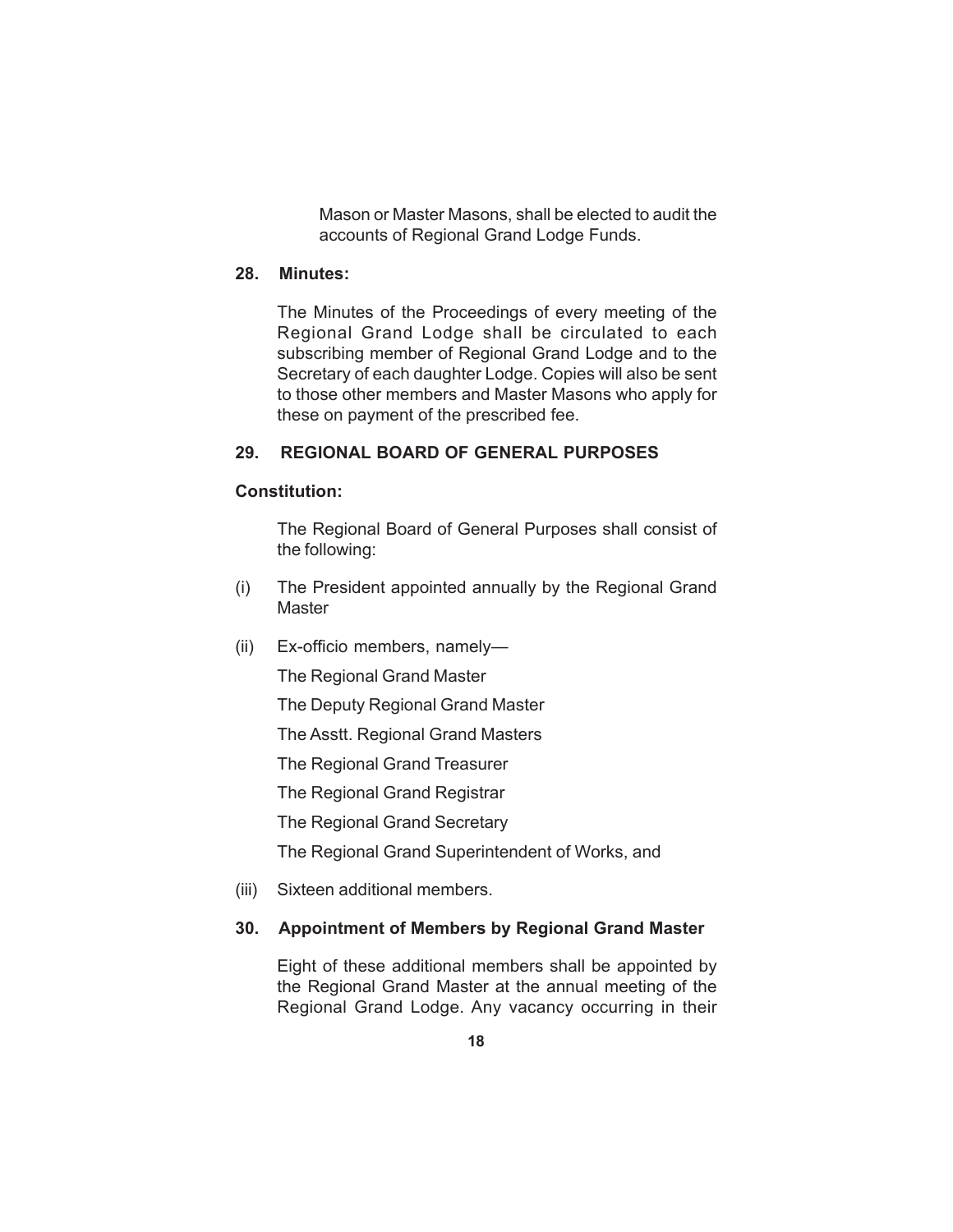Mason or Master Masons, shall be elected to audit the accounts of Regional Grand Lodge Funds.

**28. Minutes:**

The Minutes of the Proceedings of every meeting of the Regional Grand Lodge shall be circulated to each subscribing member of Regional Grand Lodge and to the Secretary of each daughter Lodge. Copies will also be sent to those other members and Master Masons who apply for these on payment of the prescribed fee.

**29. REGIONAL BOARD OF GENERAL PURPOSES**

**Constitution:**

The Regional Board of General Purposes shall consist of the following:

(i) The President appointed annually by the Regional Grand Master

(ii) Ex-officio members, namely—

The Regional Grand Master

The Deputy Regional Grand Master

The Asstt. Regional Grand Masters

The Regional Grand Treasurer

The Regional Grand Registrar

The Regional Grand Secretary

The Regional Grand Superintendent of Works, and

(iii) Sixteen additional members.

**30. Appointment of Members by Regional Grand Master**

Eight of these additional members shall be appointed by the Regional Grand Master at the annual meeting of the Regional Grand Lodge. Any vacancy occurring in their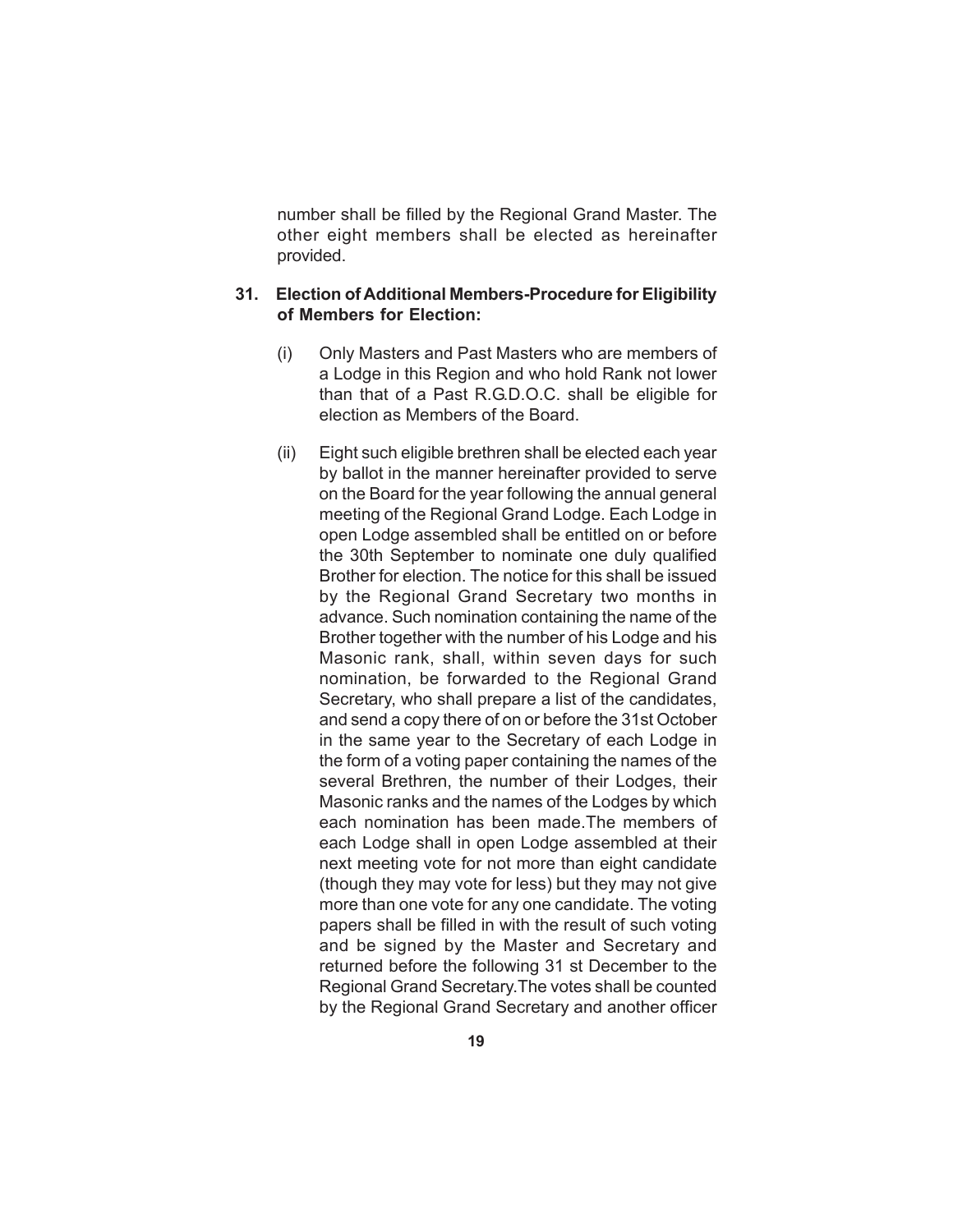number shall be filled by the Regional Grand Master. The other eight members shall be elected as hereinafter provided.

**31. Election of Additional Members-Procedure for Eligibility of Members for Election:**

(i) Only Masters and Past Masters who are members of a Lodge in this Region and who hold Rank not lower than that of a Past R.G.D.O.C. shall be eligible for election as Members of the Board.

(ii) Eight such eligible brethren shall be elected each year by ballot in the manner hereinafter provided to serve on the Board for the year following the annual general meeting of the Regional Grand Lodge. Each Lodge in open Lodge assembled shall be entitled on or before the 30th September to nominate one duly qualified Brother for election. The notice for this shall be issued by the Regional Grand Secretary two months in advance. Such nomination containing the name of the Brother together with the number of his Lodge and his Masonic rank, shall, within seven days for such nomination, be forwarded to the Regional Grand Secretary, who shall prepare a list of the candidates, and send a copy there of on or before the 31st October in the same year to the Secretary of each Lodge in the form of a voting paper containing the names of the several Brethren, the number of their Lodges, their Masonic ranks and the names of the Lodges by which each nomination has been made.The members of each Lodge shall in open Lodge assembled at their next meeting vote for not more than eight candidate (though they may vote for less) but they may not give more than one vote for any one candidate. The voting papers shall be filled in with the result of such voting and be signed by the Master and Secretary and returned before the following 31 st December to the Regional Grand Secretary.The votes shall be counted by the Regional Grand Secretary and another officer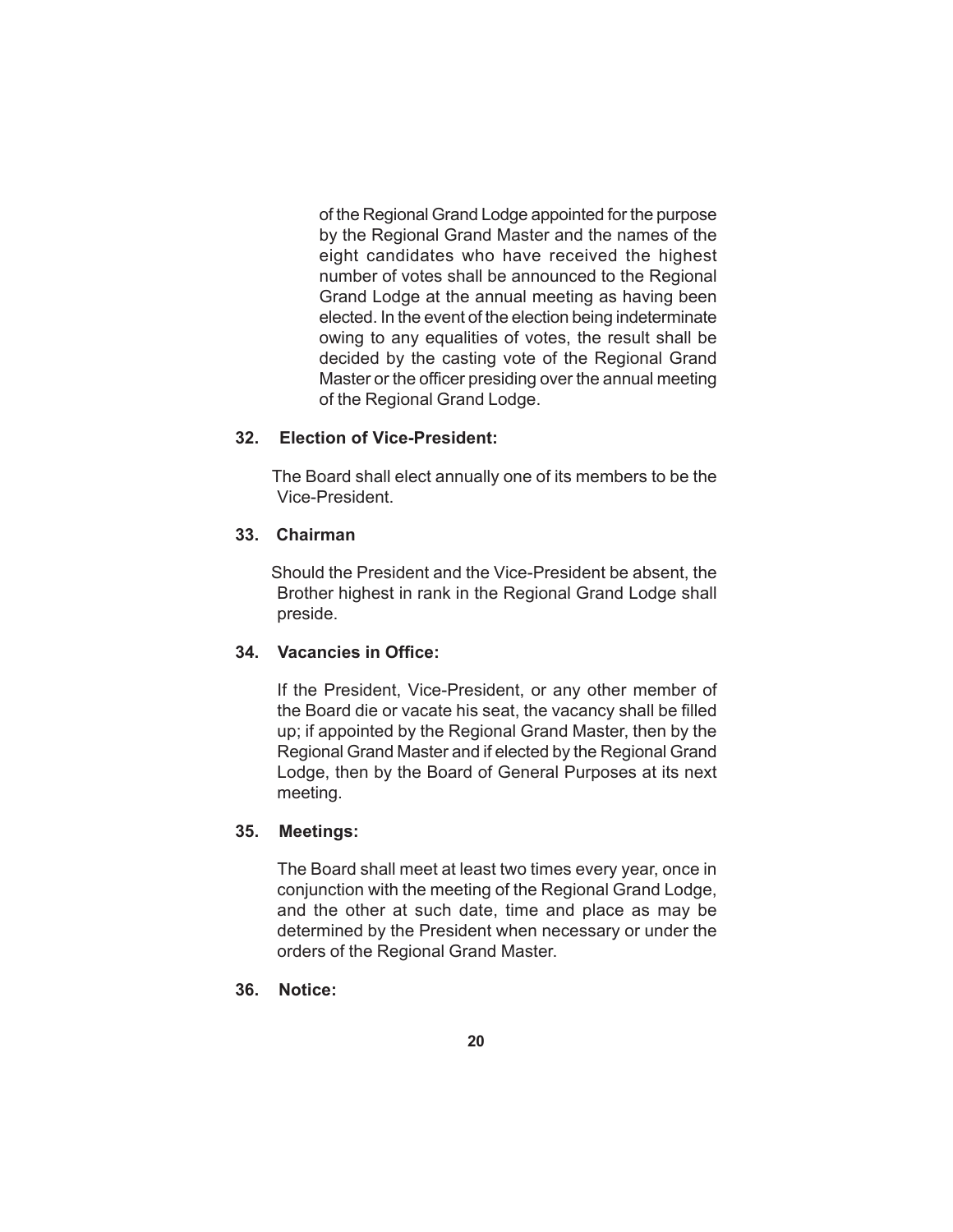of the Regional Grand Lodge appointed for the purpose by the Regional Grand Master and the names of the eight candidates who have received the highest number of votes shall be announced to the Regional Grand Lodge at the annual meeting as having been elected. In the event of the election being indeterminate owing to any equalities of votes, the result shall be decided by the casting vote of the Regional Grand Master or the officer presiding over the annual meeting of the Regional Grand Lodge.

**32. Election of Vice-President:**

The Board shall elect annually one of its members to be the Vice-President.

**33. Chairman**

Should the President and the Vice-President be absent, the Brother highest in rank in the Regional Grand Lodge shall preside.

**34. Vacancies in Office:**

If the President, Vice-President, or any other member of the Board die or vacate his seat, the vacancy shall be filled up; if appointed by the Regional Grand Master, then by the Regional Grand Master and if elected by the Regional Grand Lodge, then by the Board of General Purposes at its next meeting.

**35. Meetings:**

The Board shall meet at least two times every year, once in conjunction with the meeting of the Regional Grand Lodge, and the other at such date, time and place as may be determined by the President when necessary or under the orders of the Regional Grand Master.

**36. Notice:**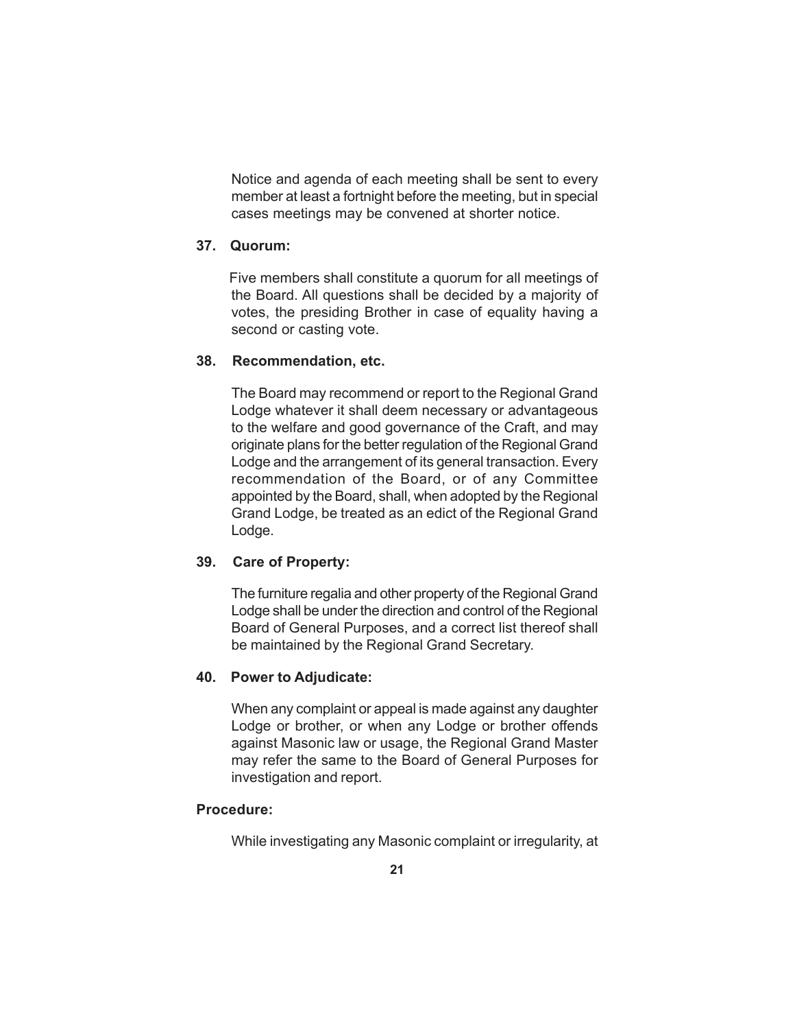Notice and agenda of each meeting shall be sent to every member at least a fortnight before the meeting, but in special cases meetings may be convened at shorter notice.

**37. Quorum:**

Five members shall constitute a quorum for all meetings of the Board. All questions shall be decided by a majority of votes, the presiding Brother in case of equality having a second or casting vote.

**38. Recommendation, etc.**

The Board may recommend or report to the Regional Grand Lodge whatever it shall deem necessary or advantageous to the welfare and good governance of the Craft, and may originate plans for the better regulation of the Regional Grand Lodge and the arrangement of its general transaction. Every recommendation of the Board, or of any Committee appointed by the Board, shall, when adopted by the Regional Grand Lodge, be treated as an edict of the Regional Grand Lodge.

**39. Care of Property:**

The furniture regalia and other property of the Regional Grand Lodge shall be under the direction and control of the Regional Board of General Purposes, and a correct list thereof shall be maintained by the Regional Grand Secretary.

**40. Power to Adjudicate:**

When any complaint or appeal is made against any daughter Lodge or brother, or when any Lodge or brother offends against Masonic law or usage, the Regional Grand Master may refer the same to the Board of General Purposes for investigation and report.

**Procedure:**

While investigating any Masonic complaint or irregularity, at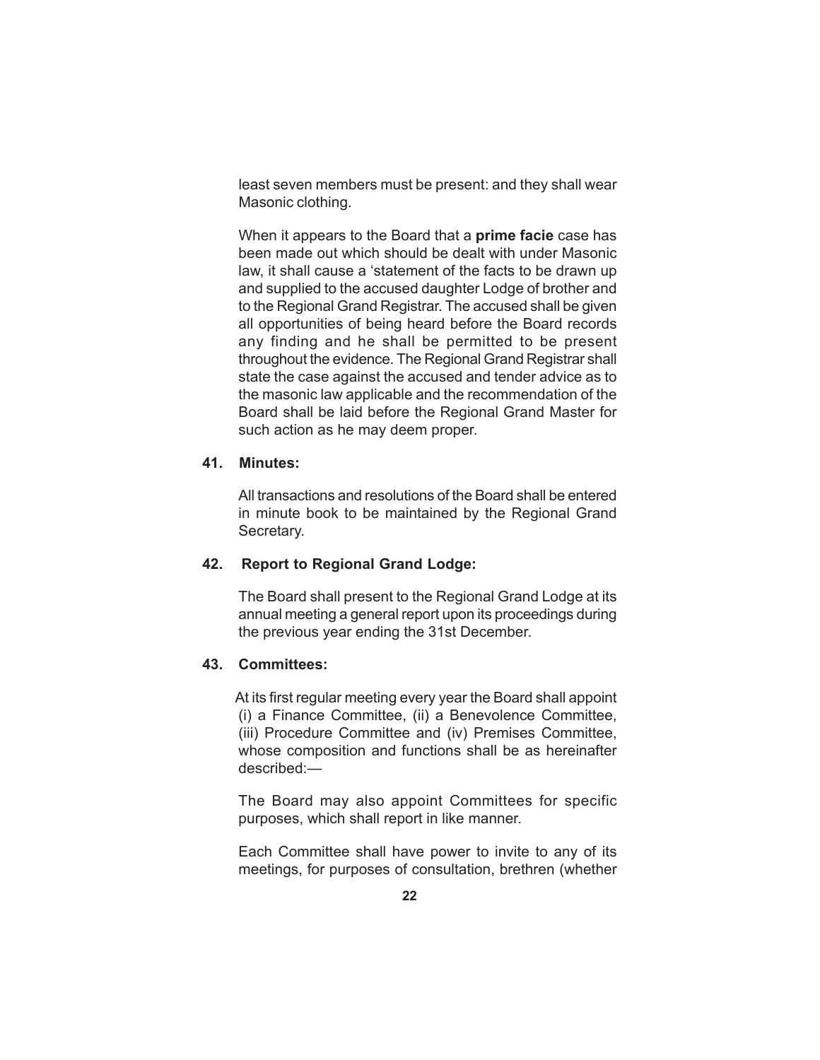least seven members must be present: and they shall wear Masonic clothing.

When it appears to the Board that a **prime facie** case has been made out which should be dealt with under Masonic law, it shall cause a 'statement of the facts to be drawn up and supplied to the accused daughter Lodge of brother and to the Regional Grand Registrar. The accused shall be given all opportunities of being heard before the Board records any finding and he shall be permitted to be present throughout the evidence. The Regional Grand Registrar shall state the case against the accused and tender advice as to the masonic law applicable and the recommendation of the Board shall be laid before the Regional Grand Master for such action as he may deem proper.

**41. Minutes:**

All transactions and resolutions of the Board shall be entered in minute book to be maintained by the Regional Grand Secretary.

**42. Report to Regional Grand Lodge:**

The Board shall present to the Regional Grand Lodge at its annual meeting a general report upon its proceedings during the previous year ending the 31st December.

**43. Committees:**

At its first regular meeting every year the Board shall appoint (i) a Finance Committee, (ii) a Benevolence Committee, (iii) Procedure Committee and (iv) Premises Committee, whose composition and functions shall be as hereinafter described:—

The Board may also appoint Committees for specific purposes, which shall report in like manner.

Each Committee shall have power to invite to any of its meetings, for purposes of consultation, brethren (whether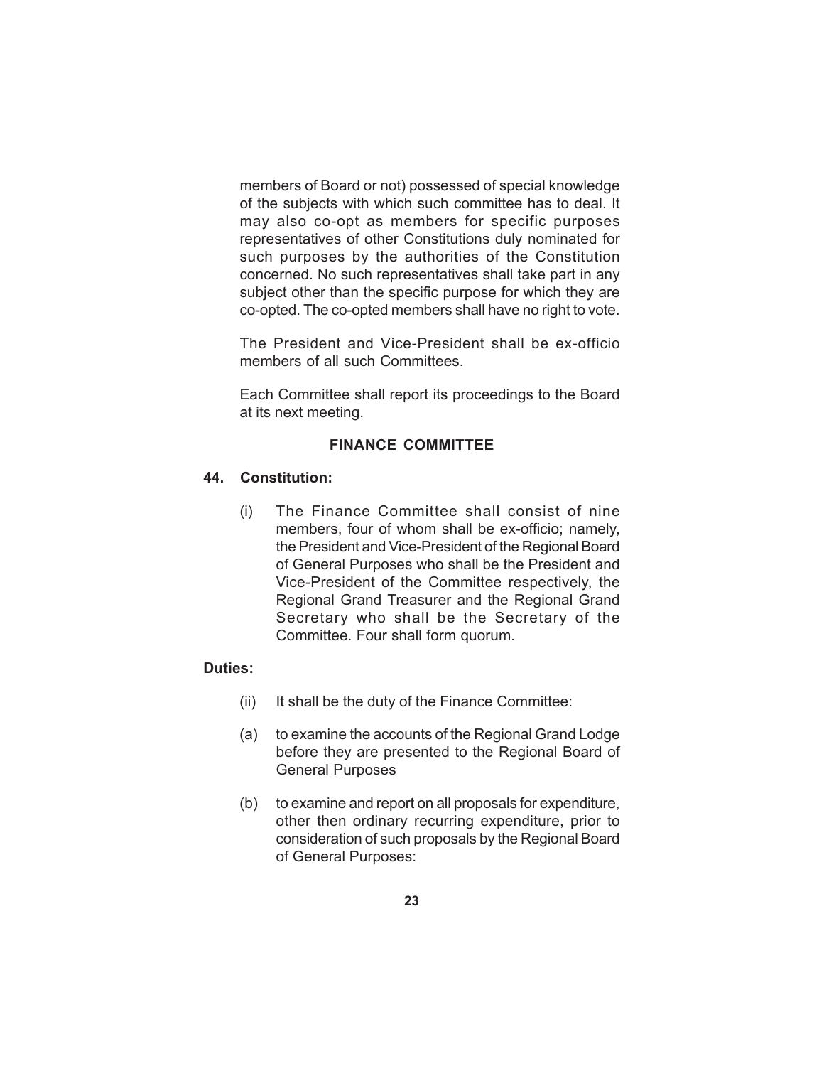members of Board or not) possessed of special knowledge of the subjects with which such committee has to deal. It may also co-opt as members for specific purposes representatives of other Constitutions duly nominated for such purposes by the authorities of the Constitution concerned. No such representatives shall take part in any subject other than the specific purpose for which they are co-opted. The co-opted members shall have no right to vote.

The President and Vice-President shall be ex-officio members of all such Committees.

Each Committee shall report its proceedings to the Board at its next meeting.

### FINANCE COMMITTEE

**44. Constitution:**

(i) The Finance Committee shall consist of nine members, four of whom shall be ex-officio; namely, the President and Vice-President of the Regional Board of General Purposes who shall be the President and Vice-President of the Committee respectively, the Regional Grand Treasurer and the Regional Grand Secretary who shall be the Secretary of the Committee. Four shall form quorum.

**Duties:**

(ii) It shall be the duty of the Finance Committee:

(a) to examine the accounts of the Regional Grand Lodge before they are presented to the Regional Board of General Purposes

(b) to examine and report on all proposals for expenditure, other then ordinary recurring expenditure, prior to consideration of such proposals by the Regional Board of General Purposes: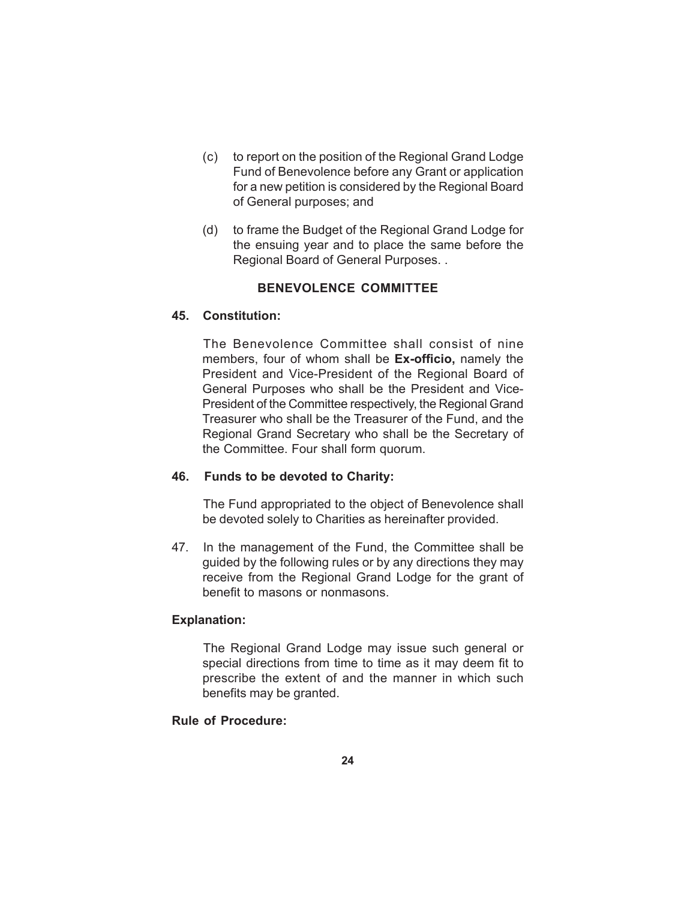(c) to report on the position of the Regional Grand Lodge Fund of Benevolence before any Grant or application for a new petition is considered by the Regional Board of General purposes; and

(d) to frame the Budget of the Regional Grand Lodge for the ensuing year and to place the same before the Regional Board of General Purposes. .

### BENEVOLENCE COMMITTEE

**45. Constitution:**

The Benevolence Committee shall consist of nine members, four of whom shall be **Ex-officio,** namely the President and Vice-President of the Regional Board of General Purposes who shall be the President and Vice-President of the Committee respectively, the Regional Grand Treasurer who shall be the Treasurer of the Fund, and the Regional Grand Secretary who shall be the Secretary of the Committee. Four shall form quorum.

**46. Funds to be devoted to Charity:**

The Fund appropriated to the object of Benevolence shall be devoted solely to Charities as hereinafter provided.

47. In the management of the Fund, the Committee shall be guided by the following rules or by any directions they may receive from the Regional Grand Lodge for the grant of benefit to masons or nonmasons.

**Explanation:**

The Regional Grand Lodge may issue such general or special directions from time to time as it may deem fit to prescribe the extent of and the manner in which such benefits may be granted.

**Rule of Procedure:**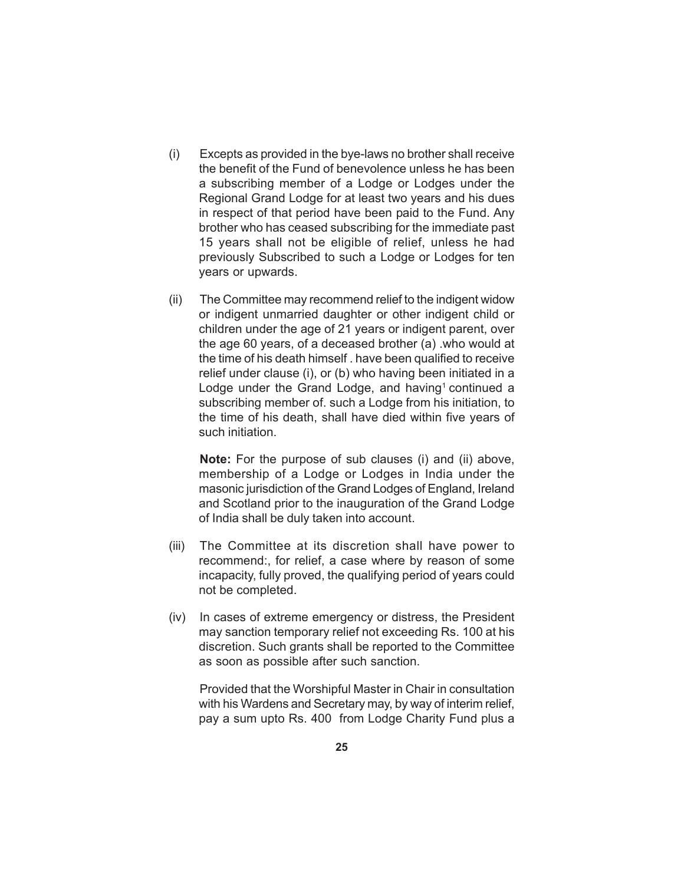(i) Excepts as provided in the bye-laws no brother shall receive the benefit of the Fund of benevolence unless he has been a subscribing member of a Lodge or Lodges under the Regional Grand Lodge for at least two years and his dues in respect of that period have been paid to the Fund. Any brother who has ceased subscribing for the immediate past 15 years shall not be eligible of relief, unless he had previously Subscribed to such a Lodge or Lodges for ten years or upwards.

(ii) The Committee may recommend relief to the indigent widow or indigent unmarried daughter or other indigent child or children under the age of 21 years or indigent parent, over the age 60 years, of a deceased brother (a) .who would at the time of his death himself . have been qualified to receive relief under clause (i), or (b) who having been initiated in a Lodge under the Grand Lodge, and having[1] continued a subscribing member of. such a Lodge from his initiation, to the time of his death, shall have died within five years of such initiation.

**Note:** For the purpose of sub clauses (i) and (ii) above, membership of a Lodge or Lodges in India under the masonic jurisdiction of the Grand Lodges of England, Ireland and Scotland prior to the inauguration of the Grand Lodge of India shall be duly taken into account.

(iii) The Committee at its discretion shall have power to recommend:, for relief, a case where by reason of some incapacity, fully proved, the qualifying period of years could not be completed.

(iv) In cases of extreme emergency or distress, the President may sanction temporary relief not exceeding Rs. 100 at his discretion. Such grants shall be reported to the Committee as soon as possible after such sanction.

Provided that the Worshipful Master in Chair in consultation with his Wardens and Secretary may, by way of interim relief, pay a sum upto Rs. 400 from Lodge Charity Fund plus a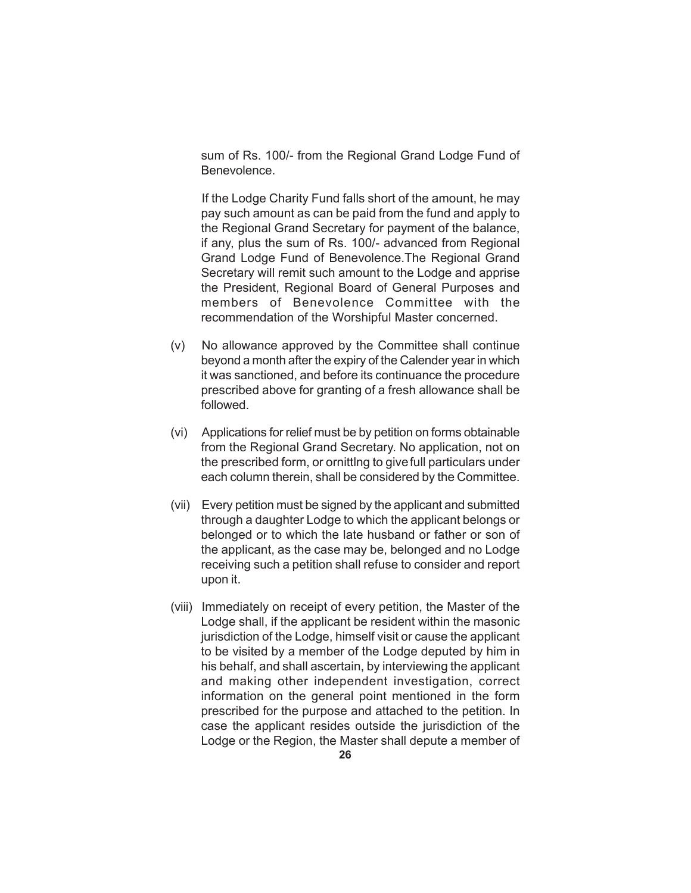sum of Rs. 100/- from the Regional Grand Lodge Fund of Benevolence.

If the Lodge Charity Fund falls short of the amount, he may pay such amount as can be paid from the fund and apply to the Regional Grand Secretary for payment of the balance, if any, plus the sum of Rs. 100/- advanced from Regional Grand Lodge Fund of Benevolence.The Regional Grand Secretary will remit such amount to the Lodge and apprise the President, Regional Board of General Purposes and members of Benevolence Committee with the recommendation of the Worshipful Master concerned.

(v) No allowance approved by the Committee shall continue beyond a month after the expiry of the Calender year in which it was sanctioned, and before its continuance the procedure prescribed above for granting of a fresh allowance shall be followed.

(vi) Applications for relief must be by petition on forms obtainable from the Regional Grand Secretary. No application, not on the prescribed form, or ornittlng to give full particulars under each column therein, shall be considered by the Committee.

(vii) Every petition must be signed by the applicant and submitted through a daughter Lodge to which the applicant belongs or belonged or to which the late husband or father or son of the applicant, as the case may be, belonged and no Lodge receiving such a petition shall refuse to consider and report upon it.

(viii) Immediately on receipt of every petition, the Master of the Lodge shall, if the applicant be resident within the masonic jurisdiction of the Lodge, himself visit or cause the applicant to be visited by a member of the Lodge deputed by him in his behalf, and shall ascertain, by interviewing the applicant and making other independent investigation, correct information on the general point mentioned in the form prescribed for the purpose and attached to the petition. In case the applicant resides outside the jurisdiction of the Lodge or the Region, the Master shall depute a member of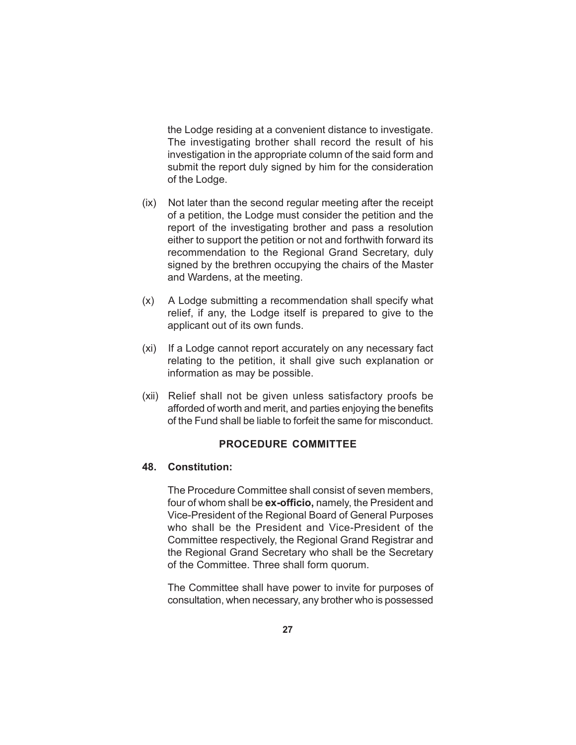the Lodge residing at a convenient distance to investigate. The investigating brother shall record the result of his investigation in the appropriate column of the said form and submit the report duly signed by him for the consideration of the Lodge.

(ix) Not later than the second regular meeting after the receipt of a petition, the Lodge must consider the petition and the report of the investigating brother and pass a resolution either to support the petition or not and forthwith forward its recommendation to the Regional Grand Secretary, duly signed by the brethren occupying the chairs of the Master and Wardens, at the meeting.

(x) A Lodge submitting a recommendation shall specify what relief, if any, the Lodge itself is prepared to give to the applicant out of its own funds.

(xi) If a Lodge cannot report accurately on any necessary fact relating to the petition, it shall give such explanation or information as may be possible.

(xii) Relief shall not be given unless satisfactory proofs be afforded of worth and merit, and parties enjoying the benefits of the Fund shall be liable to forfeit the same for misconduct.

## PROCEDURE COMMITTEE

**48. Constitution:**

The Procedure Committee shall consist of seven members, four of whom shall be **ex-officio,** namely, the President and Vice-President of the Regional Board of General Purposes who shall be the President and Vice-President of the Committee respectively, the Regional Grand Registrar and the Regional Grand Secretary who shall be the Secretary of the Committee. Three shall form quorum.

The Committee shall have power to invite for purposes of consultation, when necessary, any brother who is possessed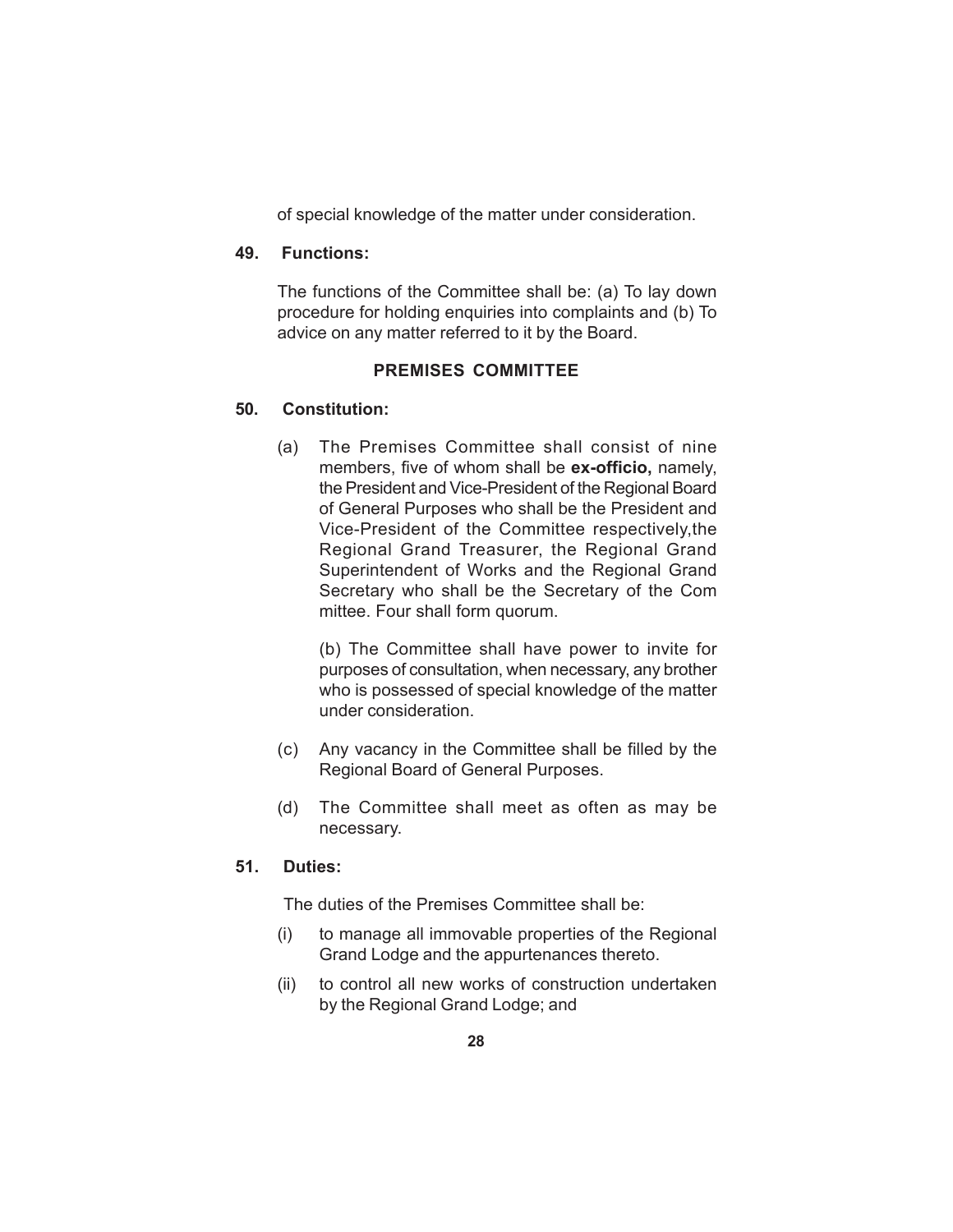of special knowledge of the matter under consideration.

**49. Functions:**

The functions of the Committee shall be: (a) To lay down procedure for holding enquiries into complaints and (b) To advice on any matter referred to it by the Board.

## PREMISES COMMITTEE

**50. Constitution:**

(a) The Premises Committee shall consist of nine members, five of whom shall be **ex-officio,** namely, the President and Vice-President of the Regional Board of General Purposes who shall be the President and Vice-President of the Committee respectively,the Regional Grand Treasurer, the Regional Grand Superintendent of Works and the Regional Grand Secretary who shall be the Secretary of the Com mittee. Four shall form quorum.

(b) The Committee shall have power to invite for purposes of consultation, when necessary, any brother who is possessed of special knowledge of the matter under consideration.

(c) Any vacancy in the Committee shall be filled by the Regional Board of General Purposes.

(d) The Committee shall meet as often as may be necessary.

**51. Duties:**

The duties of the Premises Committee shall be:

(i) to manage all immovable properties of the Regional Grand Lodge and the appurtenances thereto.

(ii) to control all new works of construction undertaken by the Regional Grand Lodge; and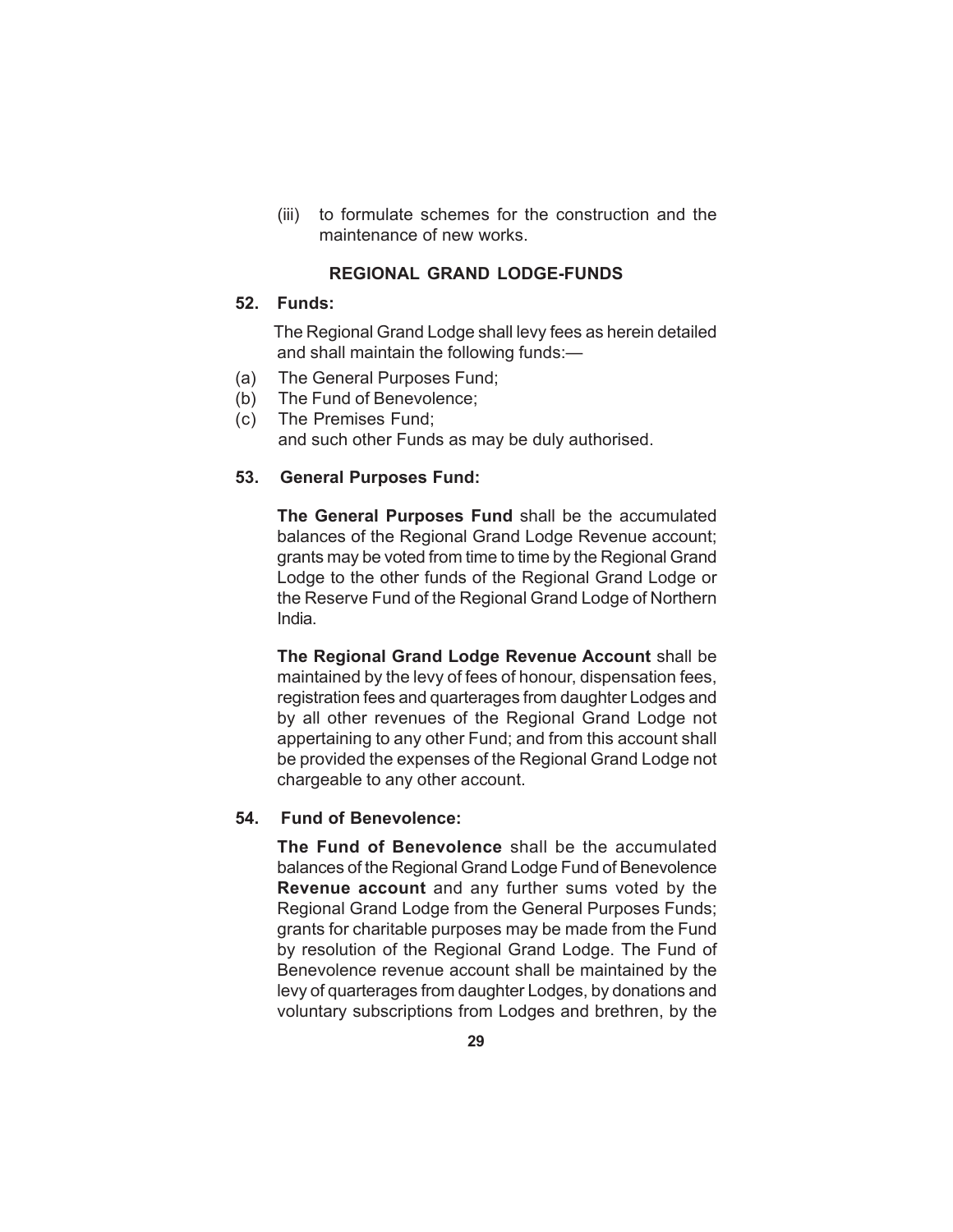(iii) to formulate schemes for the construction and the maintenance of new works.

## REGIONAL GRAND LODGE-FUNDS

### 52. Funds:

The Regional Grand Lodge shall levy fees as herein detailed and shall maintain the following funds:—

(a) The General Purposes Fund;
(b) The Fund of Benevolence;
(c) The Premises Fund;
and such other Funds as may be duly authorised.

### 53. General Purposes Fund:

**The General Purposes Fund** shall be the accumulated balances of the Regional Grand Lodge Revenue account; grants may be voted from time to time by the Regional Grand Lodge to the other funds of the Regional Grand Lodge or the Reserve Fund of the Regional Grand Lodge of Northern India.

**The Regional Grand Lodge Revenue Account** shall be maintained by the levy of fees of honour, dispensation fees, registration fees and quarterages from daughter Lodges and by all other revenues of the Regional Grand Lodge not appertaining to any other Fund; and from this account shall be provided the expenses of the Regional Grand Lodge not chargeable to any other account.

### 54. Fund of Benevolence:

**The Fund of Benevolence** shall be the accumulated balances of the Regional Grand Lodge Fund of Benevolence **Revenue account** and any further sums voted by the Regional Grand Lodge from the General Purposes Funds; grants for charitable purposes may be made from the Fund by resolution of the Regional Grand Lodge. The Fund of Benevolence revenue account shall be maintained by the levy of quarterages from daughter Lodges, by donations and voluntary subscriptions from Lodges and brethren, by the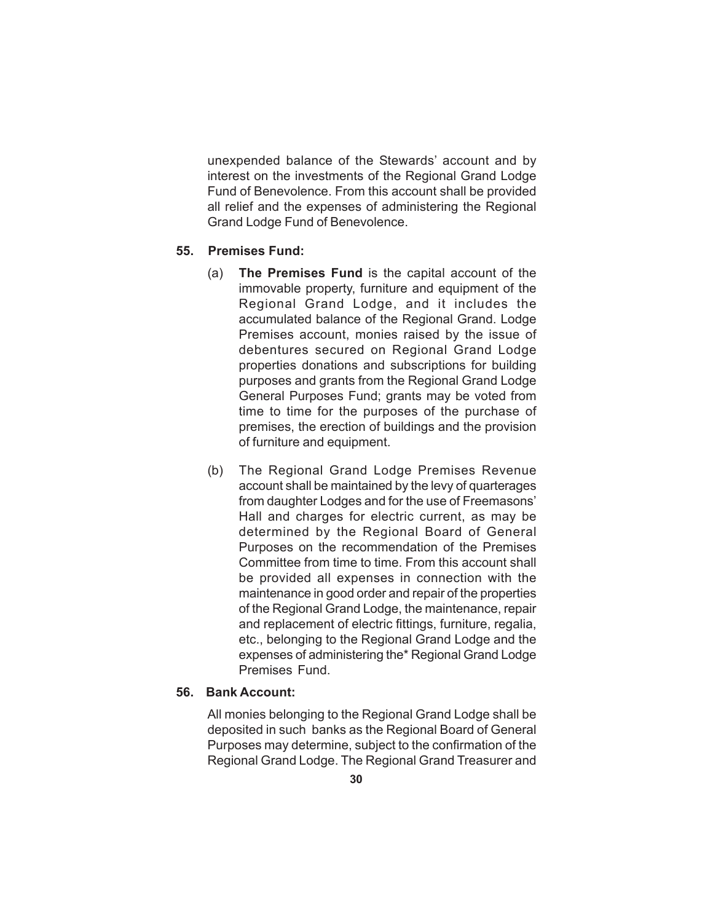unexpended balance of the Stewards' account and by interest on the investments of the Regional Grand Lodge Fund of Benevolence. From this account shall be provided all relief and the expenses of administering the Regional Grand Lodge Fund of Benevolence.

**55. Premises Fund:**

(a) **The Premises Fund** is the capital account of the immovable property, furniture and equipment of the Regional Grand Lodge, and it includes the accumulated balance of the Regional Grand. Lodge Premises account, monies raised by the issue of debentures secured on Regional Grand Lodge properties donations and subscriptions for building purposes and grants from the Regional Grand Lodge General Purposes Fund; grants may be voted from time to time for the purposes of the purchase of premises, the erection of buildings and the provision of furniture and equipment.

(b) The Regional Grand Lodge Premises Revenue account shall be maintained by the levy of quarterages from daughter Lodges and for the use of Freemasons' Hall and charges for electric current, as may be determined by the Regional Board of General Purposes on the recommendation of the Premises Committee from time to time. From this account shall be provided all expenses in connection with the maintenance in good order and repair of the properties of the Regional Grand Lodge, the maintenance, repair and replacement of electric fittings, furniture, regalia, etc., belonging to the Regional Grand Lodge and the expenses of administering the* Regional Grand Lodge Premises Fund.

**56. Bank Account:**

All monies belonging to the Regional Grand Lodge shall be deposited in such banks as the Regional Board of General Purposes may determine, subject to the confirmation of the Regional Grand Lodge. The Regional Grand Treasurer and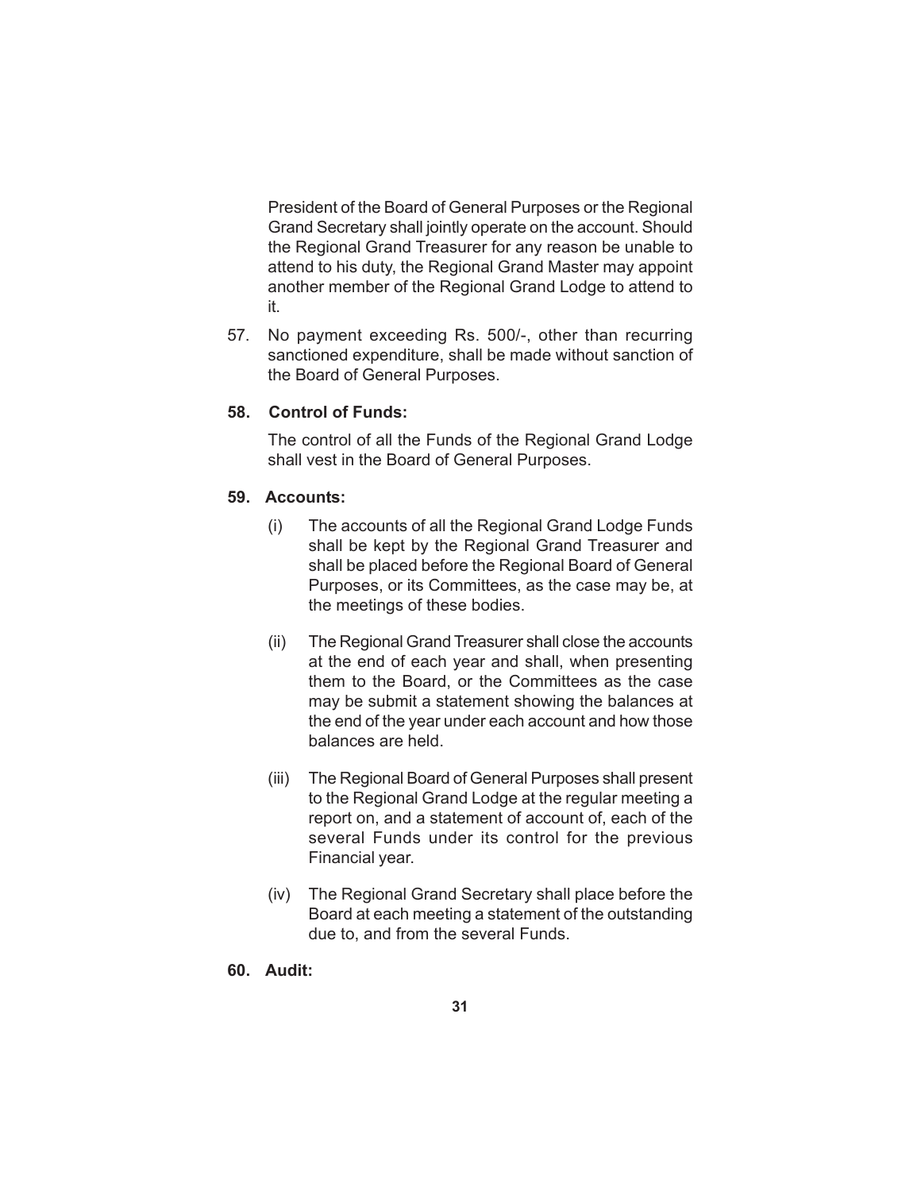President of the Board of General Purposes or the Regional Grand Secretary shall jointly operate on the account. Should the Regional Grand Treasurer for any reason be unable to attend to his duty, the Regional Grand Master may appoint another member of the Regional Grand Lodge to attend to it.

57. No payment exceeding Rs. 500/-, other than recurring sanctioned expenditure, shall be made without sanction of the Board of General Purposes.

**58. Control of Funds:**

The control of all the Funds of the Regional Grand Lodge shall vest in the Board of General Purposes.

**59. Accounts:**

(i) The accounts of all the Regional Grand Lodge Funds shall be kept by the Regional Grand Treasurer and shall be placed before the Regional Board of General Purposes, or its Committees, as the case may be, at the meetings of these bodies.

(ii) The Regional Grand Treasurer shall close the accounts at the end of each year and shall, when presenting them to the Board, or the Committees as the case may be submit a statement showing the balances at the end of the year under each account and how those balances are held.

(iii) The Regional Board of General Purposes shall present to the Regional Grand Lodge at the regular meeting a report on, and a statement of account of, each of the several Funds under its control for the previous Financial year.

(iv) The Regional Grand Secretary shall place before the Board at each meeting a statement of the outstanding due to, and from the several Funds.

**60. Audit:**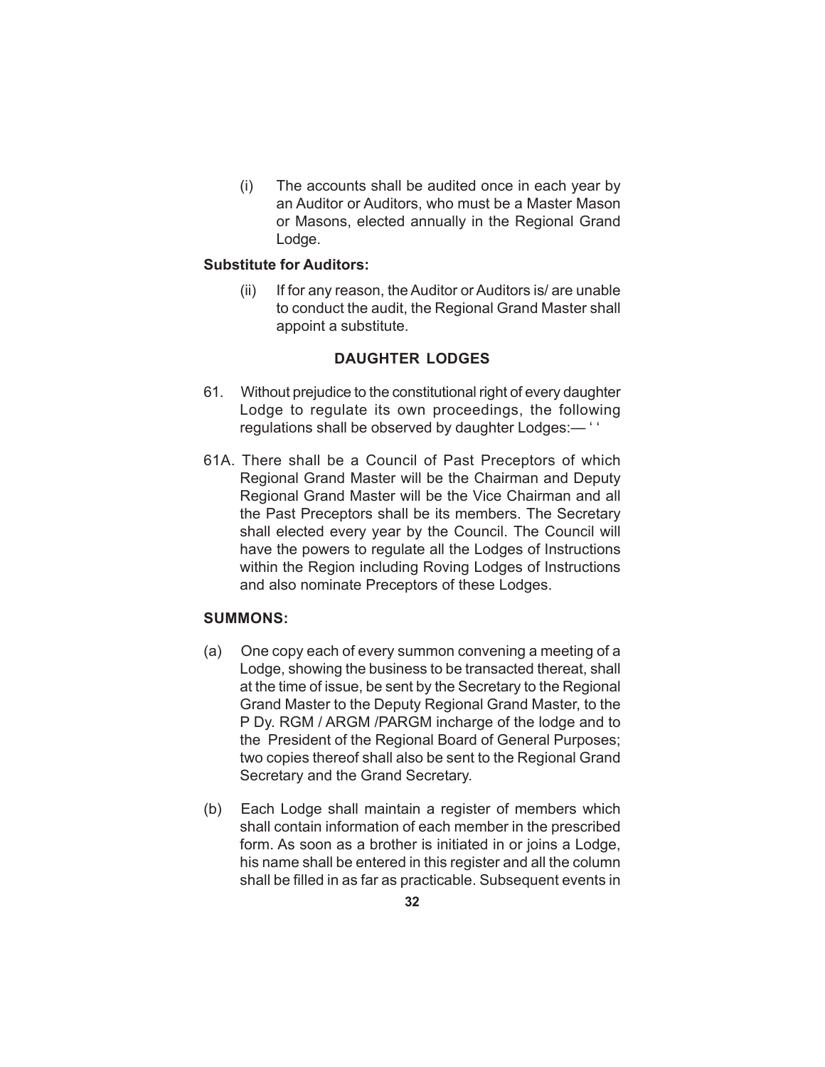(i) The accounts shall be audited once in each year by an Auditor or Auditors, who must be a Master Mason or Masons, elected annually in the Regional Grand Lodge.

**Substitute for Auditors:**

(ii) If for any reason, the Auditor or Auditors is/ are unable to conduct the audit, the Regional Grand Master shall appoint a substitute.

## DAUGHTER LODGES

61. Without prejudice to the constitutional right of every daughter Lodge to regulate its own proceedings, the following regulations shall be observed by daughter Lodges:— ‘ ‘

61A. There shall be a Council of Past Preceptors of which Regional Grand Master will be the Chairman and Deputy Regional Grand Master will be the Vice Chairman and all the Past Preceptors shall be its members. The Secretary shall elected every year by the Council. The Council will have the powers to regulate all the Lodges of Instructions within the Region including Roving Lodges of Instructions and also nominate Preceptors of these Lodges.

**SUMMONS:**

(a) One copy each of every summon convening a meeting of a Lodge, showing the business to be transacted thereat, shall at the time of issue, be sent by the Secretary to the Regional Grand Master to the Deputy Regional Grand Master, to the P Dy. RGM / ARGM /PARGM incharge of the lodge and to the President of the Regional Board of General Purposes; two copies thereof shall also be sent to the Regional Grand Secretary and the Grand Secretary.

(b) Each Lodge shall maintain a register of members which shall contain information of each member in the prescribed form. As soon as a brother is initiated in or joins a Lodge, his name shall be entered in this register and all the column shall be filled in as far as practicable. Subsequent events in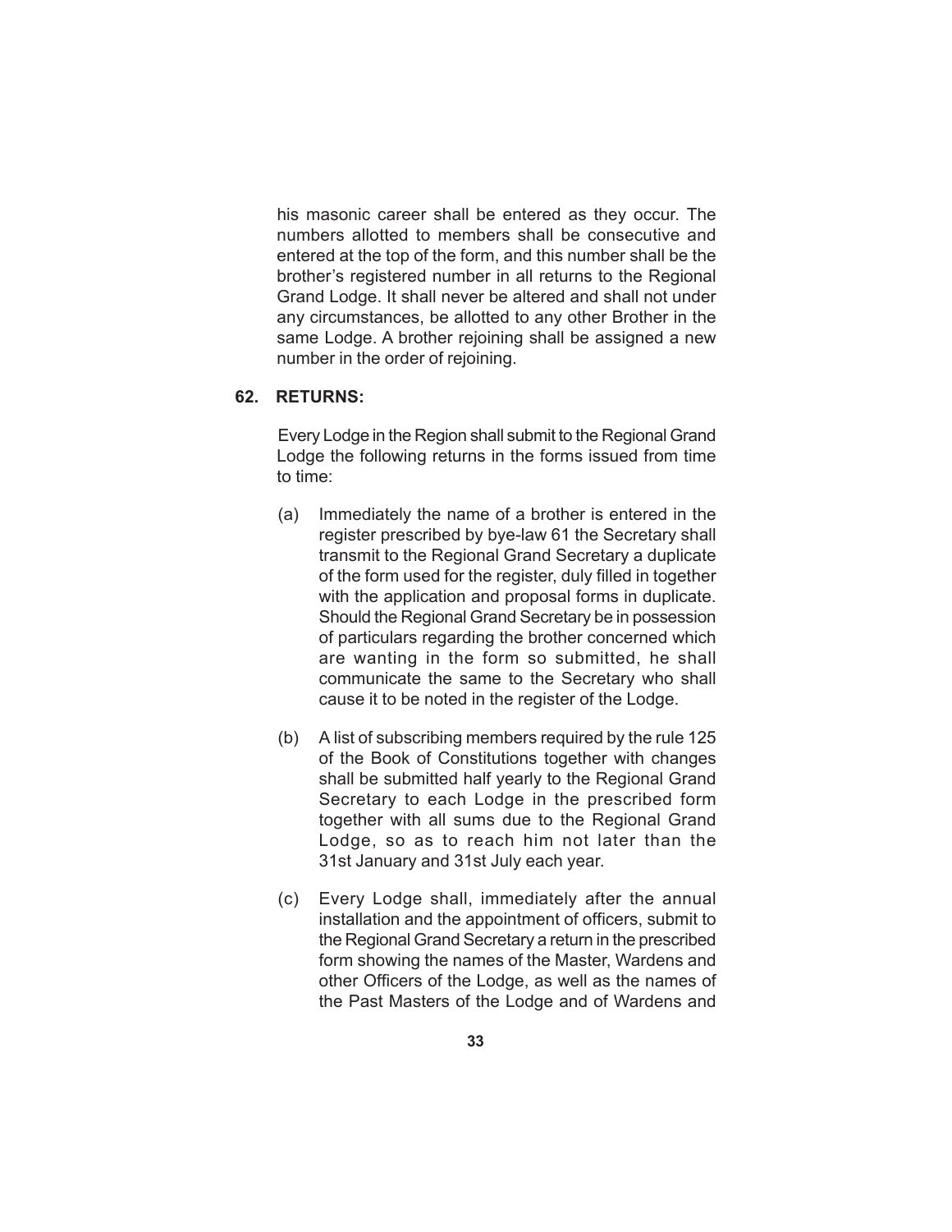his masonic career shall be entered as they occur. The numbers allotted to members shall be consecutive and entered at the top of the form, and this number shall be the brother's registered number in all returns to the Regional Grand Lodge. It shall never be altered and shall not under any circumstances, be allotted to any other Brother in the same Lodge. A brother rejoining shall be assigned a new number in the order of rejoining.

**62. RETURNS:**

Every Lodge in the Region shall submit to the Regional Grand Lodge the following returns in the forms issued from time to time:

(a) Immediately the name of a brother is entered in the register prescribed by bye-law 61 the Secretary shall transmit to the Regional Grand Secretary a duplicate of the form used for the register, duly filled in together with the application and proposal forms in duplicate. Should the Regional Grand Secretary be in possession of particulars regarding the brother concerned which are wanting in the form so submitted, he shall communicate the same to the Secretary who shall cause it to be noted in the register of the Lodge.

(b) A list of subscribing members required by the rule 125 of the Book of Constitutions together with changes shall be submitted half yearly to the Regional Grand Secretary to each Lodge in the prescribed form together with all sums due to the Regional Grand Lodge, so as to reach him not later than the 31st January and 31st July each year.

(c) Every Lodge shall, immediately after the annual installation and the appointment of officers, submit to the Regional Grand Secretary a return in the prescribed form showing the names of the Master, Wardens and other Officers of the Lodge, as well as the names of the Past Masters of the Lodge and of Wardens and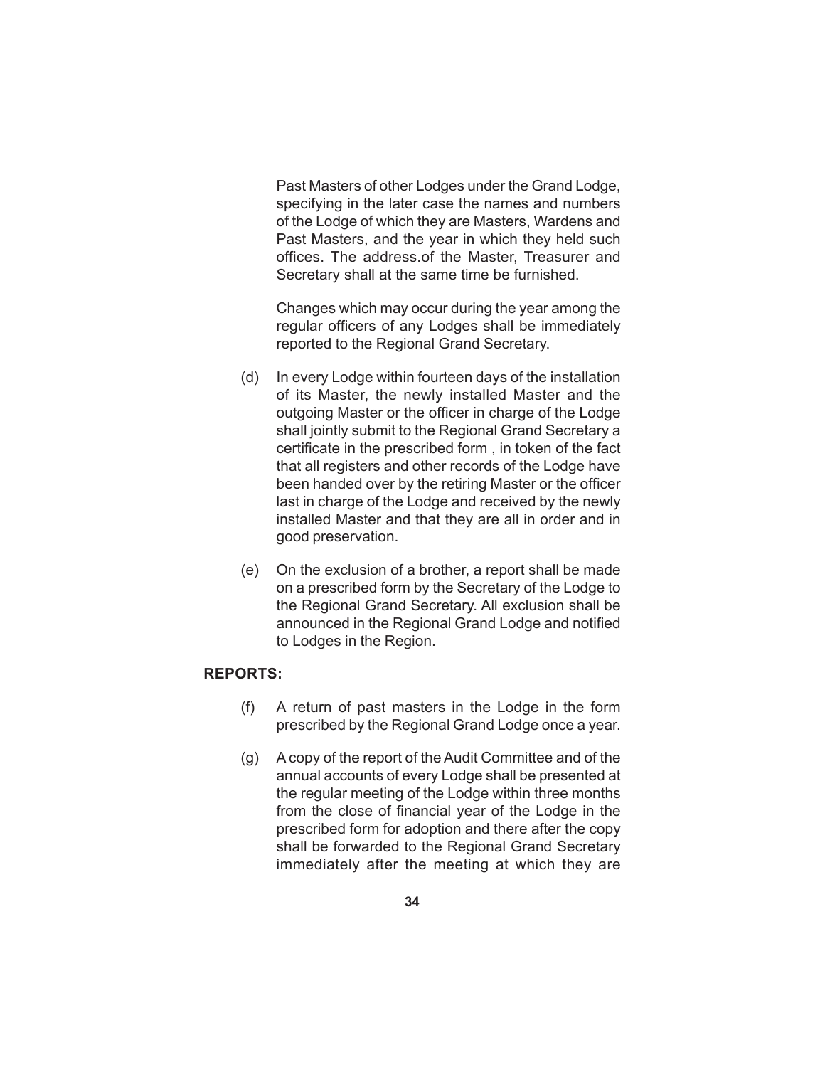Past Masters of other Lodges under the Grand Lodge, specifying in the later case the names and numbers of the Lodge of which they are Masters, Wardens and Past Masters, and the year in which they held such offices. The address.of the Master, Treasurer and Secretary shall at the same time be furnished.

Changes which may occur during the year among the regular officers of any Lodges shall be immediately reported to the Regional Grand Secretary.

(d) In every Lodge within fourteen days of the installation of its Master, the newly installed Master and the outgoing Master or the officer in charge of the Lodge shall jointly submit to the Regional Grand Secretary a certificate in the prescribed form , in token of the fact that all registers and other records of the Lodge have been handed over by the retiring Master or the officer last in charge of the Lodge and received by the newly installed Master and that they are all in order and in good preservation.

(e) On the exclusion of a brother, a report shall be made on a prescribed form by the Secretary of the Lodge to the Regional Grand Secretary. All exclusion shall be announced in the Regional Grand Lodge and notified to Lodges in the Region.

**REPORTS:**

(f) A return of past masters in the Lodge in the form prescribed by the Regional Grand Lodge once a year.

(g) A copy of the report of the Audit Committee and of the annual accounts of every Lodge shall be presented at the regular meeting of the Lodge within three months from the close of financial year of the Lodge in the prescribed form for adoption and there after the copy shall be forwarded to the Regional Grand Secretary immediately after the meeting at which they are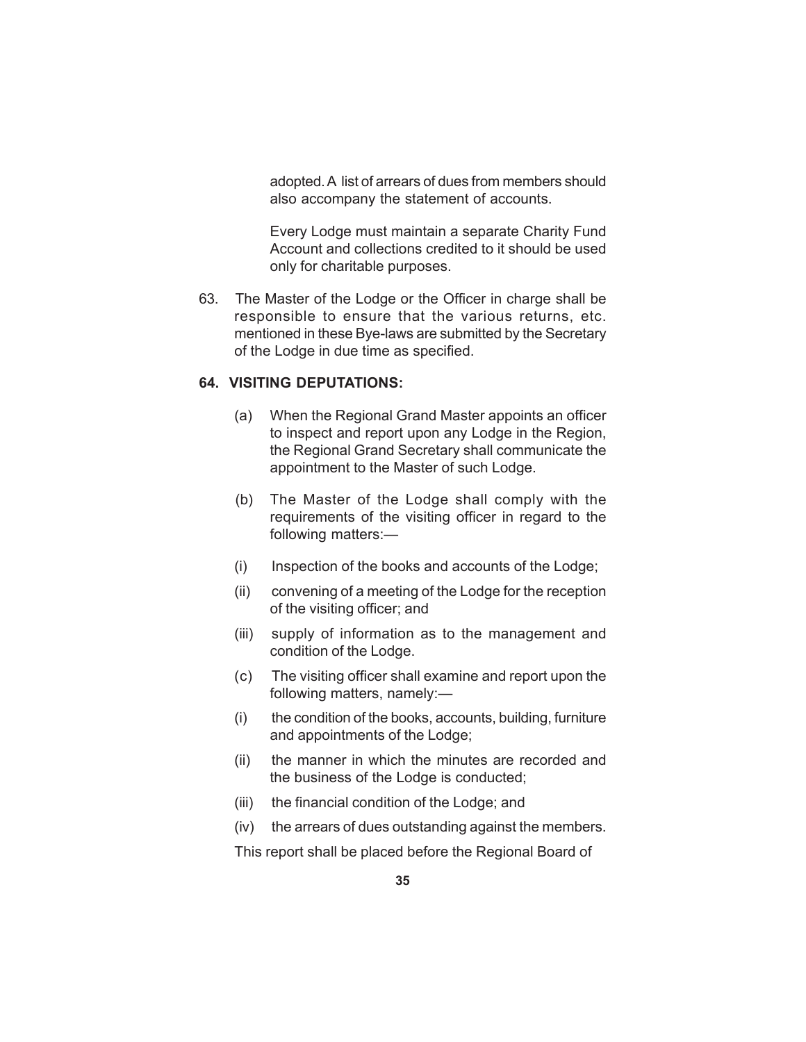adopted. A list of arrears of dues from members should also accompany the statement of accounts.

Every Lodge must maintain a separate Charity Fund Account and collections credited to it should be used only for charitable purposes.

63. The Master of the Lodge or the Officer in charge shall be responsible to ensure that the various returns, etc. mentioned in these Bye-laws are submitted by the Secretary of the Lodge in due time as specified.

**64. VISITING DEPUTATIONS:**

(a) When the Regional Grand Master appoints an officer to inspect and report upon any Lodge in the Region, the Regional Grand Secretary shall communicate the appointment to the Master of such Lodge.

(b) The Master of the Lodge shall comply with the requirements of the visiting officer in regard to the following matters:—

(i) Inspection of the books and accounts of the Lodge;

(ii) convening of a meeting of the Lodge for the reception of the visiting officer; and

(iii) supply of information as to the management and condition of the Lodge.

(c) The visiting officer shall examine and report upon the following matters, namely:—

(i) the condition of the books, accounts, building, furniture and appointments of the Lodge;

(ii) the manner in which the minutes are recorded and the business of the Lodge is conducted;

(iii) the financial condition of the Lodge; and

(iv) the arrears of dues outstanding against the members.

This report shall be placed before the Regional Board of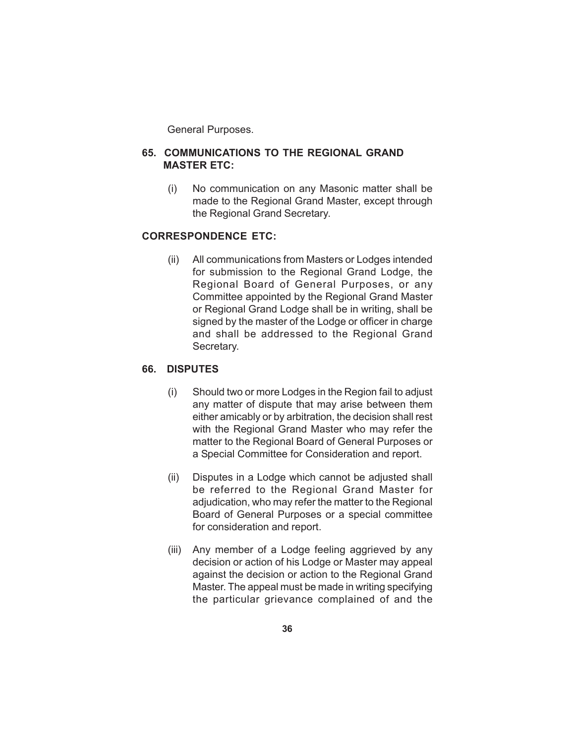General Purposes.

## 65. COMMUNICATIONS TO THE REGIONAL GRAND MASTER ETC:

(i) No communication on any Masonic matter shall be made to the Regional Grand Master, except through the Regional Grand Secretary.

## CORRESPONDENCE ETC:

(ii) All communications from Masters or Lodges intended for submission to the Regional Grand Lodge, the Regional Board of General Purposes, or any Committee appointed by the Regional Grand Master or Regional Grand Lodge shall be in writing, shall be signed by the master of the Lodge or officer in charge and shall be addressed to the Regional Grand Secretary.

## 66. DISPUTES

(i) Should two or more Lodges in the Region fail to adjust any matter of dispute that may arise between them either amicably or by arbitration, the decision shall rest with the Regional Grand Master who may refer the matter to the Regional Board of General Purposes or a Special Committee for Consideration and report.

(ii) Disputes in a Lodge which cannot be adjusted shall be referred to the Regional Grand Master for adjudication, who may refer the matter to the Regional Board of General Purposes or a special committee for consideration and report.

(iii) Any member of a Lodge feeling aggrieved by any decision or action of his Lodge or Master may appeal against the decision or action to the Regional Grand Master. The appeal must be made in writing specifying the particular grievance complained of and the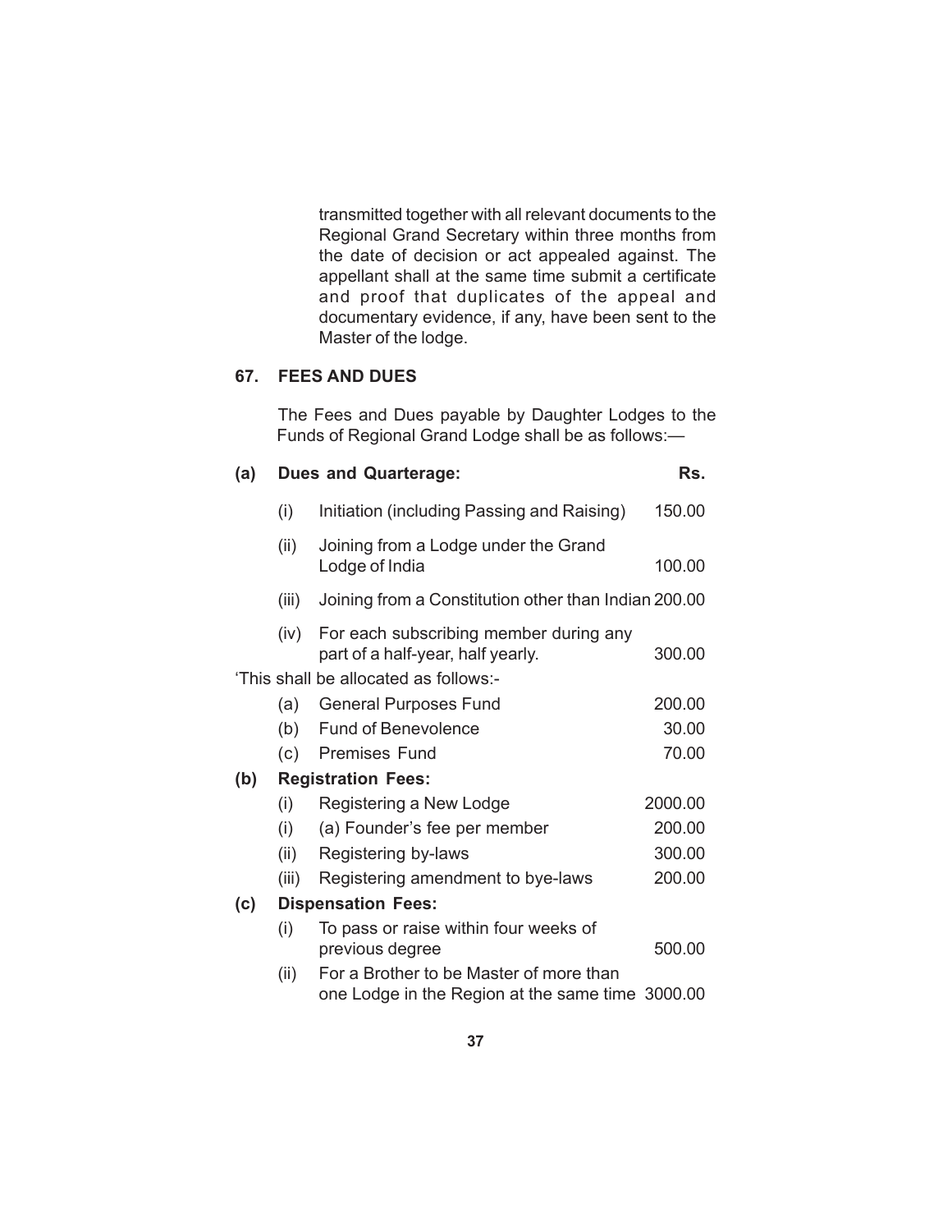transmitted together with all relevant documents to the Regional Grand Secretary within three months from the date of decision or act appealed against. The appellant shall at the same time submit a certificate and proof that duplicates of the appeal and documentary evidence, if any, have been sent to the Master of the lodge.

## 67. FEES AND DUES

The Fees and Dues payable by Daughter Lodges to the Funds of Regional Grand Lodge shall be as follows:—

| | | | Rs. |
|---|---|---|---|
| **(a)** | **Dues and Quarterage:** | | |
| | (i) | Initiation (including Passing and Raising) | 150.00 |
| | (ii) | Joining from a Lodge under the Grand Lodge of India | 100.00 |
| | (iii) | Joining from a Constitution other than Indian | 200.00 |
| | (iv) | For each subscribing member during any part of a half-year, half yearly. | 300.00 |
| 'This shall be allocated as follows:- | | | |
| | (a) | General Purposes Fund | 200.00 |
| | (b) | Fund of Benevolence | 30.00 |
| | (c) | Premises Fund | 70.00 |
| **(b)** | **Registration Fees:** | | |
| | (i) | Registering a New Lodge | 2000.00 |
| | (i) | (a) Founder's fee per member | 200.00 |
| | (ii) | Registering by-laws | 300.00 |
| | (iii) | Registering amendment to bye-laws | 200.00 |
| **(c)** | **Dispensation Fees:** | | |
| | (i) | To pass or raise within four weeks of previous degree | 500.00 |
| | (ii) | For a Brother to be Master of more than one Lodge in the Region at the same time | 3000.00 |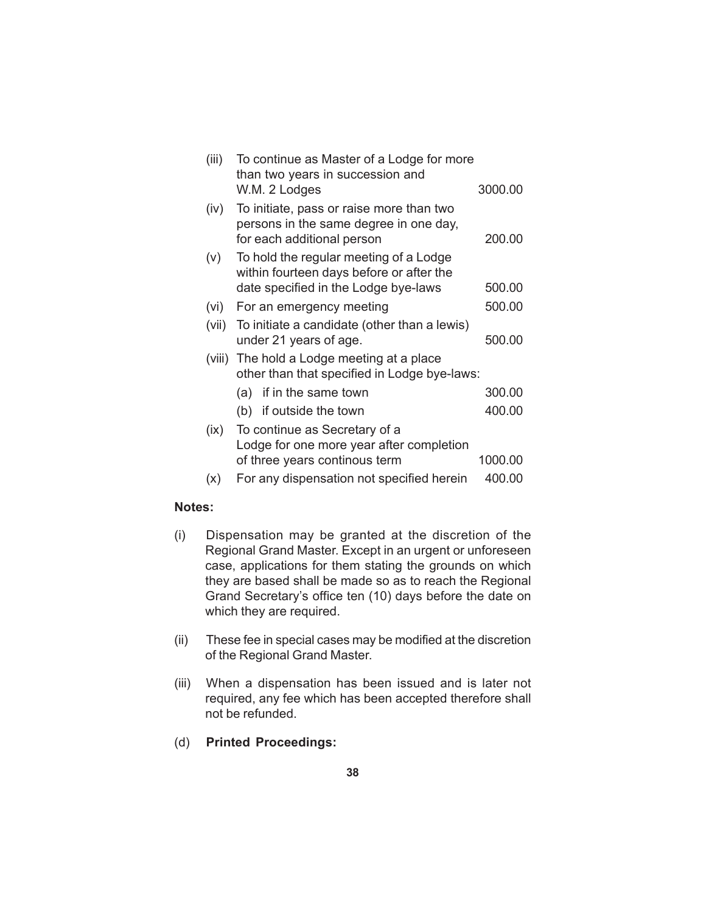| | | |
|---|---|---|
| (iii) | To continue as Master of a Lodge for more than two years in succession and W.M. 2 Lodges | 3000.00 |
| (iv) | To initiate, pass or raise more than two persons in the same degree in one day, for each additional person | 200.00 |
| (v) | To hold the regular meeting of a Lodge within fourteen days before or after the date specified in the Lodge bye-laws | 500.00 |
| (vi) | For an emergency meeting | 500.00 |
| (vii) | To initiate a candidate (other than a lewis) under 21 years of age. | 500.00 |
| (viii) | The hold a Lodge meeting at a place other than that specified in Lodge bye-laws: | |
| | (a) if in the same town | 300.00 |
| | (b) if outside the town | 400.00 |
| (ix) | To continue as Secretary of a Lodge for one more year after completion of three years continous term | 1000.00 |
| (x) | For any dispensation not specified herein | 400.00 |

**Notes:**

(i) Dispensation may be granted at the discretion of the Regional Grand Master. Except in an urgent or unforeseen case, applications for them stating the grounds on which they are based shall be made so as to reach the Regional Grand Secretary's office ten (10) days before the date on which they are required.

(ii) These fee in special cases may be modified at the discretion of the Regional Grand Master.

(iii) When a dispensation has been issued and is later not required, any fee which has been accepted therefore shall not be refunded.

(d) **Printed Proceedings:**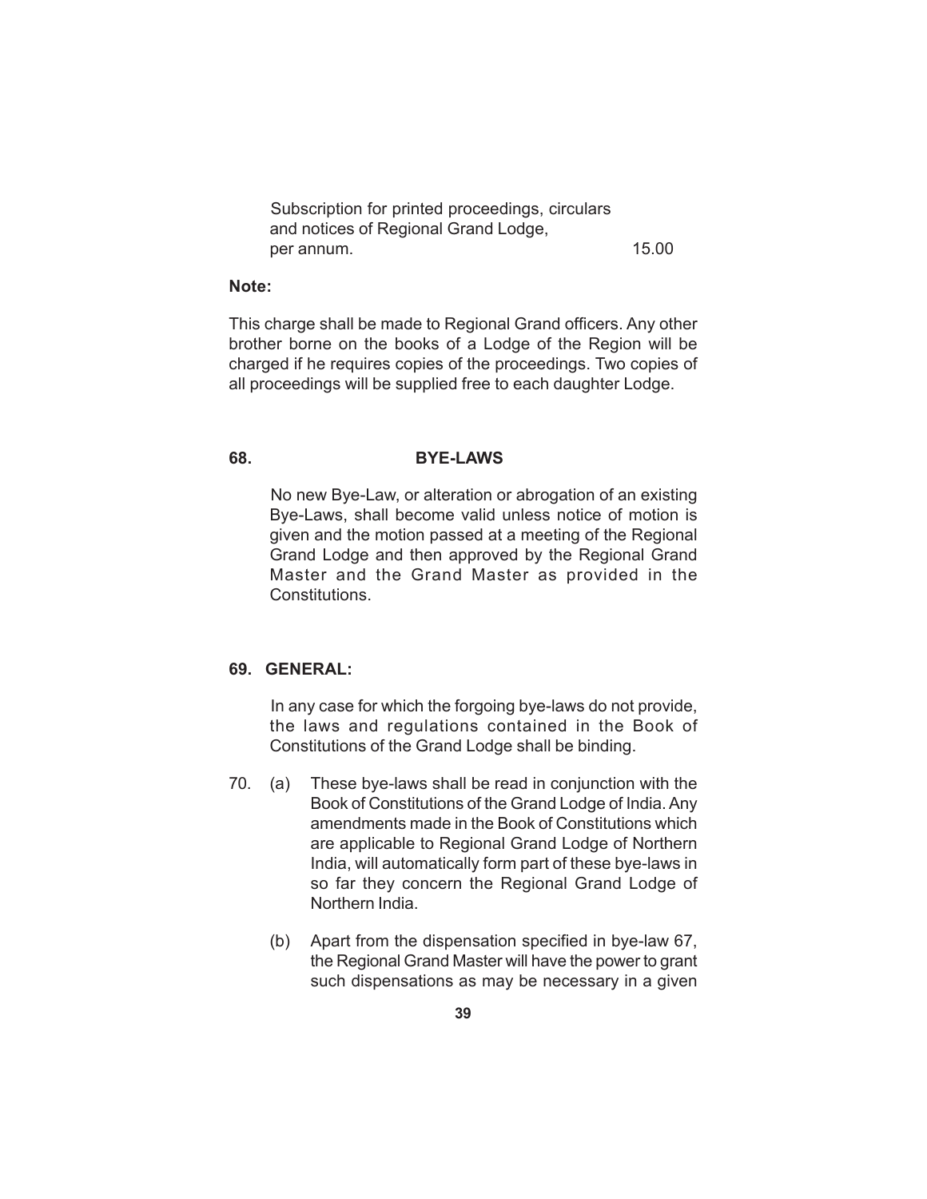| | |
|---|---|
| Subscription for printed proceedings, circulars and notices of Regional Grand Lodge, per annum. | 15.00 |

**Note:**

This charge shall be made to Regional Grand officers. Any other brother borne on the books of a Lodge of the Region will be charged if he requires copies of the proceedings. Two copies of all proceedings will be supplied free to each daughter Lodge.

**68. BYE-LAWS**

No new Bye-Law, or alteration or abrogation of an existing Bye-Laws, shall become valid unless notice of motion is given and the motion passed at a meeting of the Regional Grand Lodge and then approved by the Regional Grand Master and the Grand Master as provided in the Constitutions.

**69. GENERAL:**

In any case for which the forgoing bye-laws do not provide, the laws and regulations contained in the Book of Constitutions of the Grand Lodge shall be binding.

70. (a) These bye-laws shall be read in conjunction with the Book of Constitutions of the Grand Lodge of India. Any amendments made in the Book of Constitutions which are applicable to Regional Grand Lodge of Northern India, will automatically form part of these bye-laws in so far they concern the Regional Grand Lodge of Northern India.

(b) Apart from the dispensation specified in bye-law 67, the Regional Grand Master will have the power to grant such dispensations as may be necessary in a given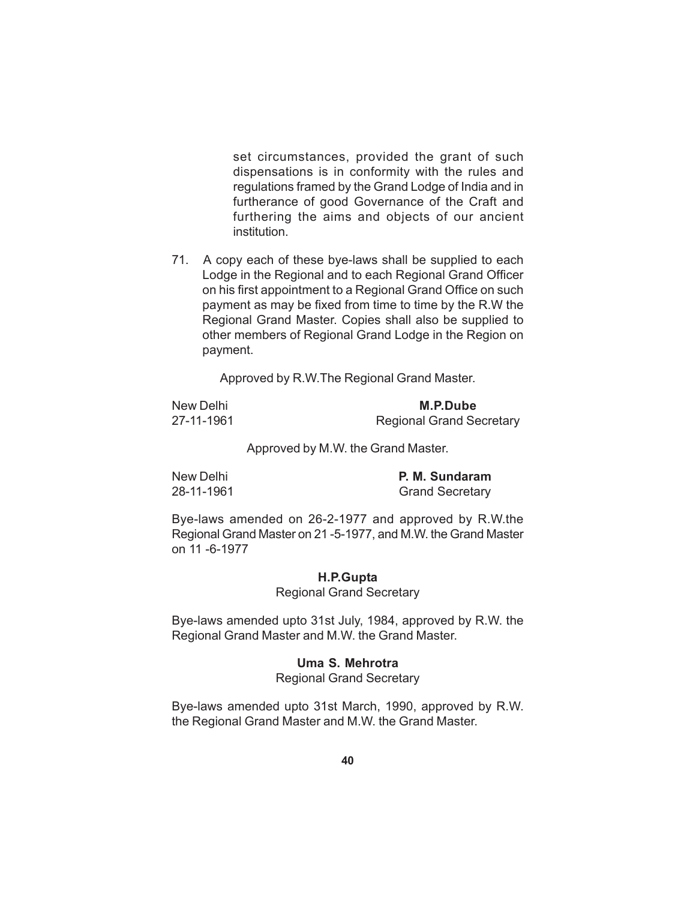set circumstances, provided the grant of such dispensations is in conformity with the rules and regulations framed by the Grand Lodge of India and in furtherance of good Governance of the Craft and furthering the aims and objects of our ancient institution.

71. A copy each of these bye-laws shall be supplied to each Lodge in the Regional and to each Regional Grand Officer on his first appointment to a Regional Grand Office on such payment as may be fixed from time to time by the R.W the Regional Grand Master. Copies shall also be supplied to other members of Regional Grand Lodge in the Region on payment.

Approved by R.W.The Regional Grand Master.

New Delhi
27-11-1961

**M.P.Dube**
Regional Grand Secretary

Approved by M.W. the Grand Master.

New Delhi
28-11-1961

**P. M. Sundaram**
Grand Secretary

Bye-laws amended on 26-2-1977 and approved by R.W.the Regional Grand Master on 21 -5-1977, and M.W. the Grand Master on 11 -6-1977

**H.P.Gupta**
Regional Grand Secretary

Bye-laws amended upto 31st July, 1984, approved by R.W. the Regional Grand Master and M.W. the Grand Master.

**Uma S. Mehrotra**
Regional Grand Secretary

Bye-laws amended upto 31st March, 1990, approved by R.W. the Regional Grand Master and M.W. the Grand Master.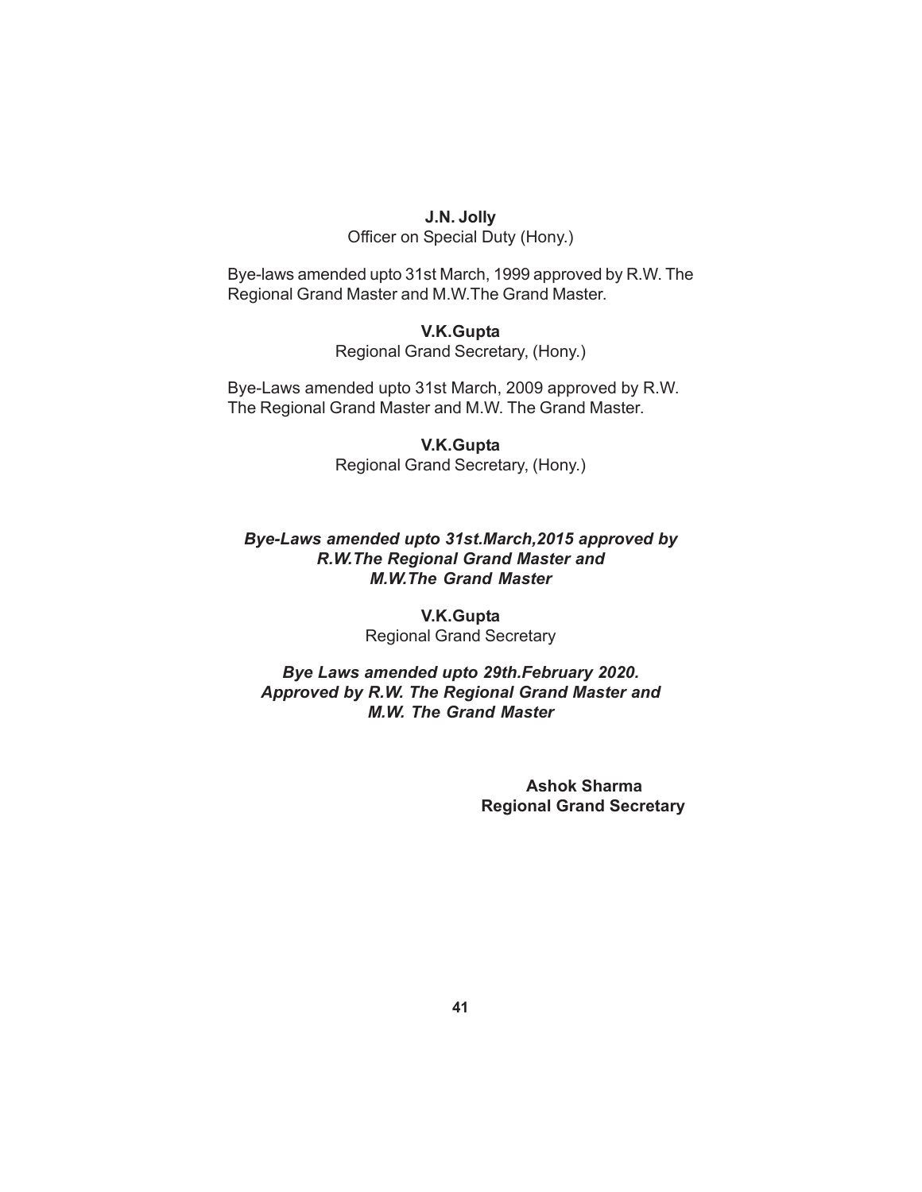**J.N. Jolly**
Officer on Special Duty (Hony.)

Bye-laws amended upto 31st March, 1999 approved by R.W. The Regional Grand Master and M.W.The Grand Master.

**V.K.Gupta**
Regional Grand Secretary, (Hony.)

Bye-Laws amended upto 31st March, 2009 approved by R.W. The Regional Grand Master and M.W. The Grand Master.

**V.K.Gupta**
Regional Grand Secretary, (Hony.)

***Bye-Laws amended upto 31st.March,2015 approved by R.W.The Regional Grand Master and M.W.The Grand Master***

**V.K.Gupta**
Regional Grand Secretary

***Bye Laws amended upto 29th.February 2020. Approved by R.W. The Regional Grand Master and M.W. The Grand Master***

**Ashok Sharma**
**Regional Grand Secretary**